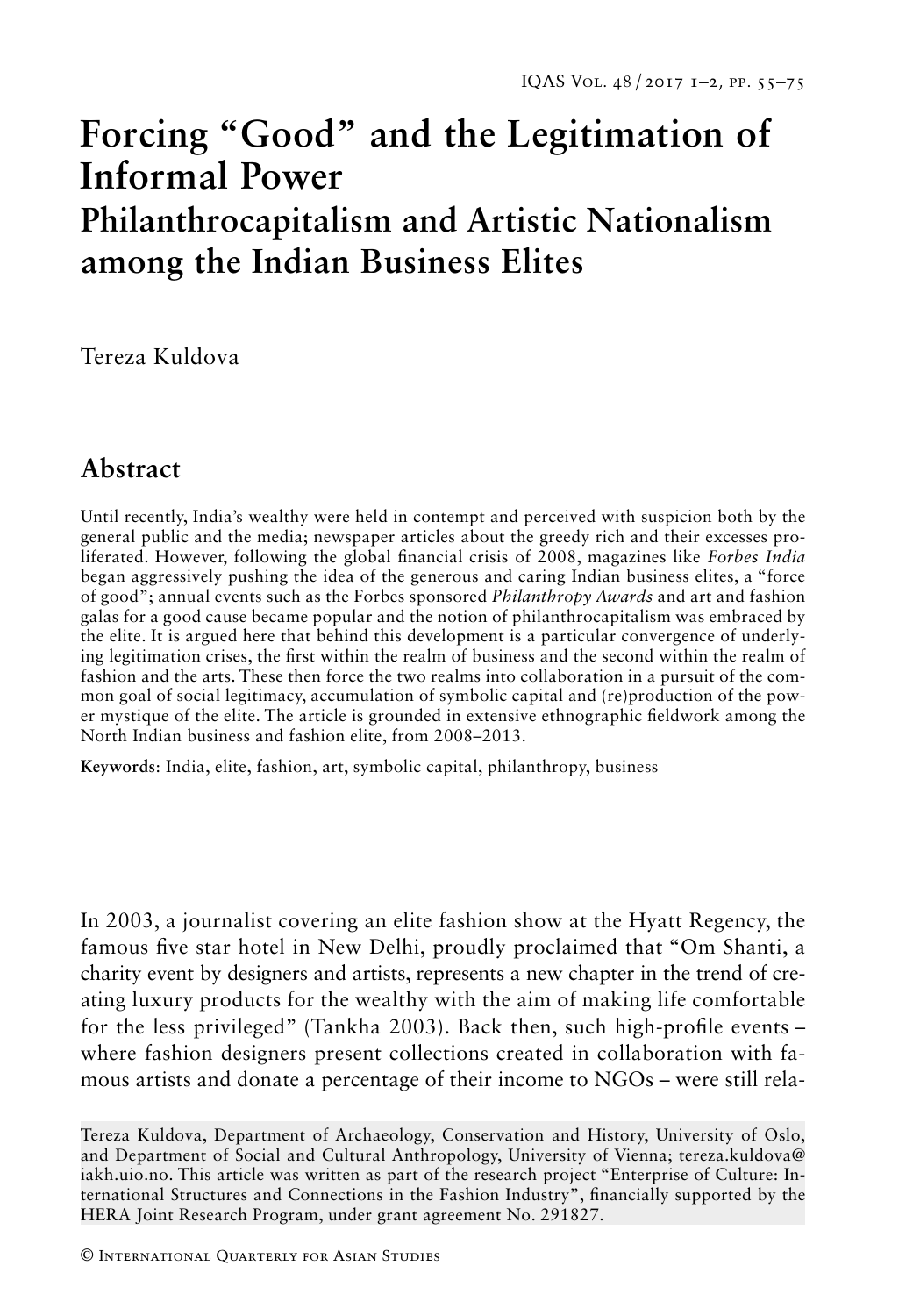# Forcing "Good" and the Legitimation of Informal Power

## Philanthrocapitalism and Artistic Nationalism among the Indian Business Elites

Tereza Kuldova

## Abstract

Until recently, India's wealthy were held in contempt and perceived with suspicion both by the general public and the media; newspaper articles about the greedy rich and their excesses proliferated. However, following the global financial crisis of 2008, magazines like *Forbes India* began aggressively pushing the idea of the generous and caring Indian business elites, a "force of good"; annual events such as the Forbes sponsored *Philanthropy Awards* and art and fashion galas for a good cause became popular and the notion of philanthrocapitalism was embraced by the elite. It is argued here that behind this development is a particular convergence of underlying legitimation crises, the first within the realm of business and the second within the realm of fashion and the arts. These then force the two realms into collaboration in a pursuit of the common goal of social legitimacy, accumulation of symbolic capital and (re)production of the power mystique of the elite. The article is grounded in extensive ethnographic fieldwork among the North Indian business and fashion elite, from 2008–2013.

**Keywords**: India, elite, fashion, art, symbolic capital, philanthropy, business

In 2003, a journalist covering an elite fashion show at the Hyatt Regency, the famous five star hotel in New Delhi, proudly proclaimed that "Om Shanti, a charity event by designers and artists, represents a new chapter in the trend of creating luxury products for the wealthy with the aim of making life comfortable for the less privileged" (Tankha 2003). Back then, such high-profile events – where fashion designers present collections created in collaboration with famous artists and donate a percentage of their income to NGOs – were still rela-

Tereza Kuldova, Department of Archaeology, Conservation and History, University of Oslo, and Department of Social and Cultural Anthropology, University of Vienna; tereza.kuldova@iakh.uio.no. This article was written as part of the research project "Enterprise of Culture: International Structures and Connections in the Fashion Industry", financially supported by the HERA Joint Research Program, under grant agreement No. 291827.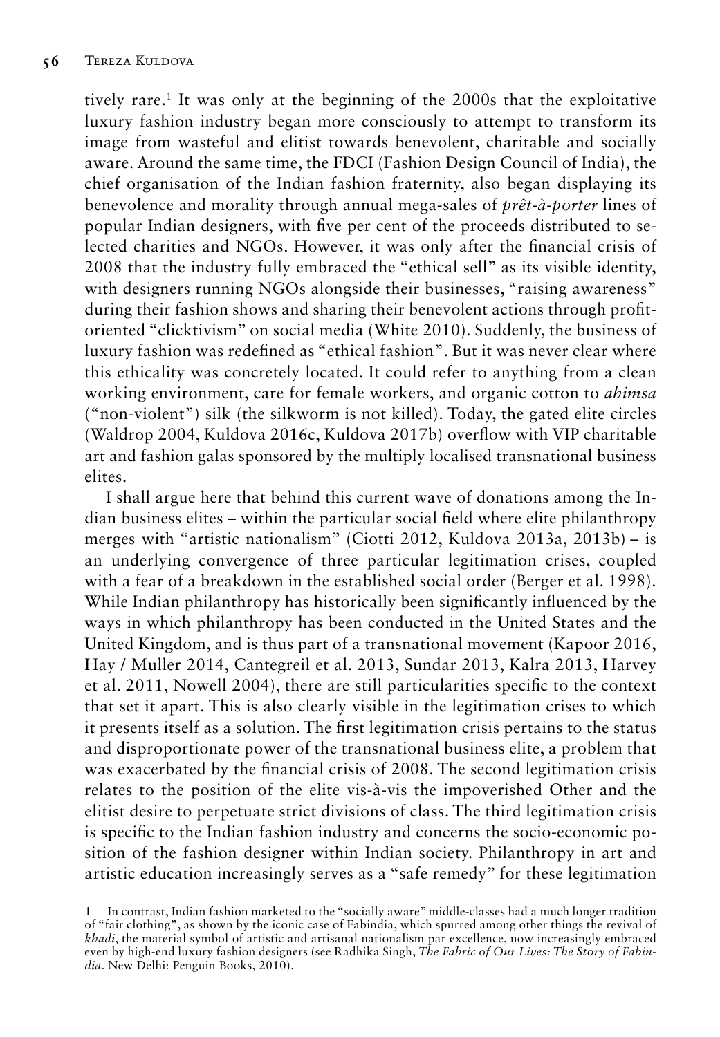tively rare.[1] It was only at the beginning of the 2000s that the exploitative luxury fashion industry began more consciously to attempt to transform its image from wasteful and elitist towards benevolent, charitable and socially aware. Around the same time, the FDCI (Fashion Design Council of India), the chief organisation of the Indian fashion fraternity, also began displaying its benevolence and morality through annual mega-sales of *prêt-à-porter* lines of popular Indian designers, with five per cent of the proceeds distributed to selected charities and NGOs. However, it was only after the financial crisis of 2008 that the industry fully embraced the "ethical sell" as its visible identity, with designers running NGOs alongside their businesses, "raising awareness" during their fashion shows and sharing their benevolent actions through profit-oriented "clicktivism" on social media (White 2010). Suddenly, the business of luxury fashion was redefined as "ethical fashion". But it was never clear where this ethicality was concretely located. It could refer to anything from a clean working environment, care for female workers, and organic cotton to *ahimsa* ("non-violent") silk (the silkworm is not killed). Today, the gated elite circles (Waldrop 2004, Kuldova 2016c, Kuldova 2017b) overflow with VIP charitable art and fashion galas sponsored by the multiply localised transnational business elites.

I shall argue here that behind this current wave of donations among the Indian business elites – within the particular social field where elite philanthropy merges with "artistic nationalism" (Ciotti 2012, Kuldova 2013a, 2013b) – is an underlying convergence of three particular legitimation crises, coupled with a fear of a breakdown in the established social order (Berger et al. 1998). While Indian philanthropy has historically been significantly influenced by the ways in which philanthropy has been conducted in the United States and the United Kingdom, and is thus part of a transnational movement (Kapoor 2016, Hay / Muller 2014, Cantegreil et al. 2013, Sundar 2013, Kalra 2013, Harvey et al. 2011, Nowell 2004), there are still particularities specific to the context that set it apart. This is also clearly visible in the legitimation crises to which it presents itself as a solution. The first legitimation crisis pertains to the status and disproportionate power of the transnational business elite, a problem that was exacerbated by the financial crisis of 2008. The second legitimation crisis relates to the position of the elite vis-à-vis the impoverished Other and the elitist desire to perpetuate strict divisions of class. The third legitimation crisis is specific to the Indian fashion industry and concerns the socio-economic position of the fashion designer within Indian society. Philanthropy in art and artistic education increasingly serves as a "safe remedy" for these legitimation

1 In contrast, Indian fashion marketed to the "socially aware" middle-classes had a much longer tradition of "fair clothing", as shown by the iconic case of Fabindia, which spurred among other things the revival of *khadi*, the material symbol of artistic and artisanal nationalism par excellence, now increasingly embraced even by high-end luxury fashion designers (see Radhika Singh, *The Fabric of Our Lives: The Story of Fabindia*. New Delhi: Penguin Books, 2010).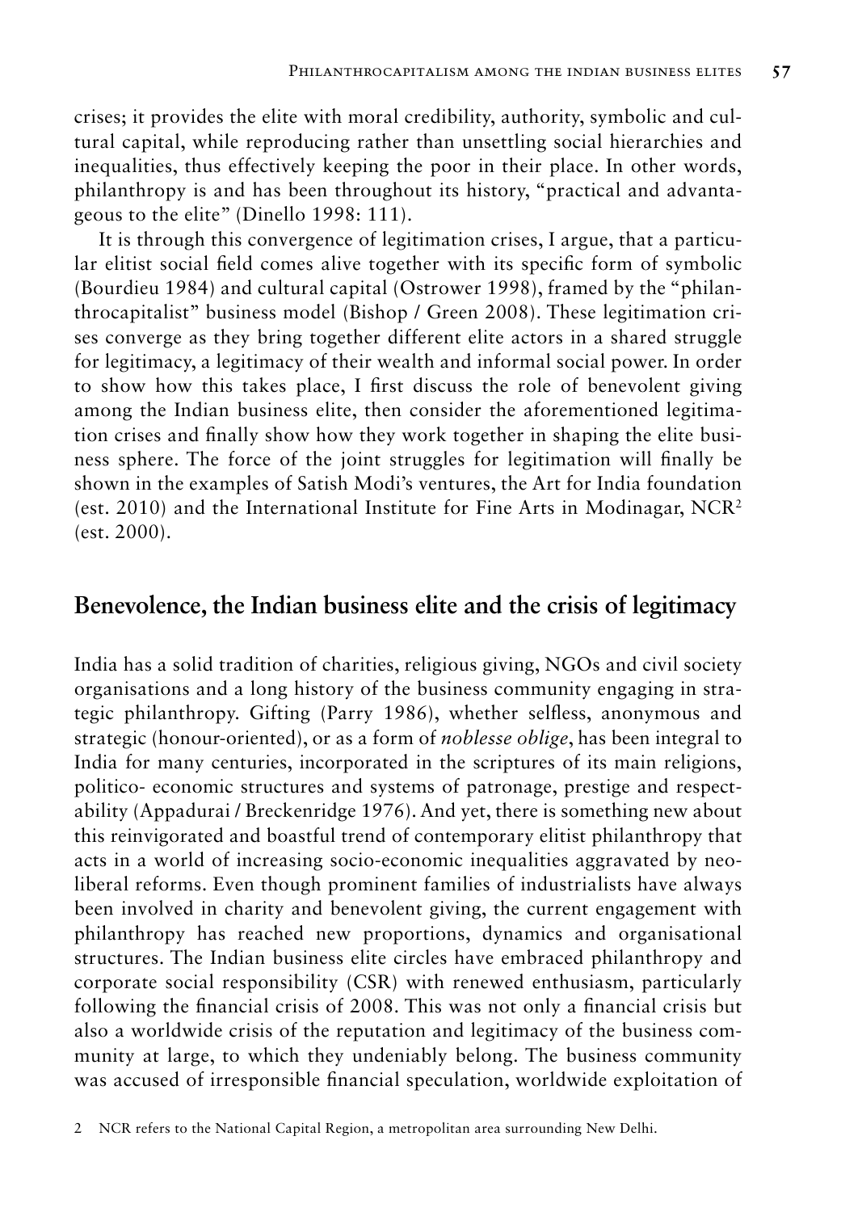crises; it provides the elite with moral credibility, authority, symbolic and cultural capital, while reproducing rather than unsettling social hierarchies and inequalities, thus effectively keeping the poor in their place. In other words, philanthropy is and has been throughout its history, "practical and advantageous to the elite" (Dinello 1998: 111).

It is through this convergence of legitimation crises, I argue, that a particular elitist social field comes alive together with its specific form of symbolic (Bourdieu 1984) and cultural capital (Ostrower 1998), framed by the "philanthrocapitalist" business model (Bishop / Green 2008). These legitimation crises converge as they bring together different elite actors in a shared struggle for legitimacy, a legitimacy of their wealth and informal social power. In order to show how this takes place, I first discuss the role of benevolent giving among the Indian business elite, then consider the aforementioned legitimation crises and finally show how they work together in shaping the elite business sphere. The force of the joint struggles for legitimation will finally be shown in the examples of Satish Modi's ventures, the Art for India foundation (est. 2010) and the International Institute for Fine Arts in Modinagar, NCR[2] (est. 2000).

## Benevolence, the Indian business elite and the crisis of legitimacy

India has a solid tradition of charities, religious giving, NGOs and civil society organisations and a long history of the business community engaging in strategic philanthropy. Gifting (Parry 1986), whether selfless, anonymous and strategic (honour-oriented), or as a form of *noblesse oblige*, has been integral to India for many centuries, incorporated in the scriptures of its main religions, politico- economic structures and systems of patronage, prestige and respectability (Appadurai / Breckenridge 1976). And yet, there is something new about this reinvigorated and boastful trend of contemporary elitist philanthropy that acts in a world of increasing socio-economic inequalities aggravated by neoliberal reforms. Even though prominent families of industrialists have always been involved in charity and benevolent giving, the current engagement with philanthropy has reached new proportions, dynamics and organisational structures. The Indian business elite circles have embraced philanthropy and corporate social responsibility (CSR) with renewed enthusiasm, particularly following the financial crisis of 2008. This was not only a financial crisis but also a worldwide crisis of the reputation and legitimacy of the business community at large, to which they undeniably belong. The business community was accused of irresponsible financial speculation, worldwide exploitation of

2 NCR refers to the National Capital Region, a metropolitan area surrounding New Delhi.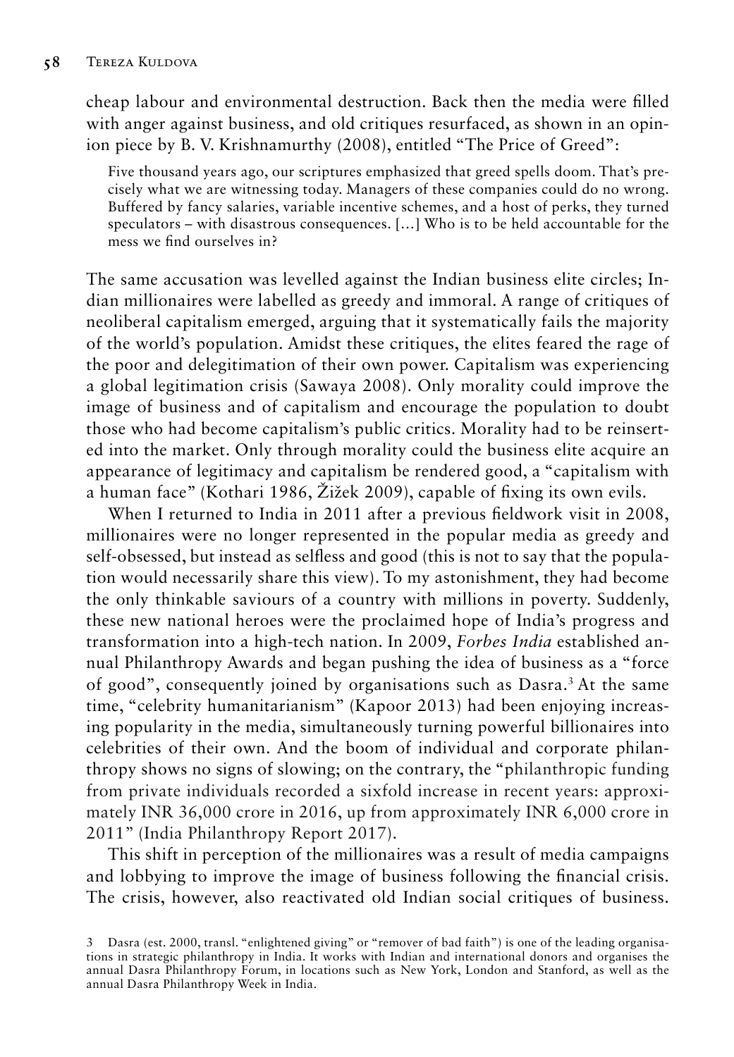cheap labour and environmental destruction. Back then the media were filled with anger against business, and old critiques resurfaced, as shown in an opinion piece by B. V. Krishnamurthy (2008), entitled "The Price of Greed":

> Five thousand years ago, our scriptures emphasized that greed spells doom. That's precisely what we are witnessing today. Managers of these companies could do no wrong. Buffered by fancy salaries, variable incentive schemes, and a host of perks, they turned speculators – with disastrous consequences. […] Who is to be held accountable for the mess we find ourselves in?

The same accusation was levelled against the Indian business elite circles; Indian millionaires were labelled as greedy and immoral. A range of critiques of neoliberal capitalism emerged, arguing that it systematically fails the majority of the world's population. Amidst these critiques, the elites feared the rage of the poor and delegitimation of their own power. Capitalism was experiencing a global legitimation crisis (Sawaya 2008). Only morality could improve the image of business and of capitalism and encourage the population to doubt those who had become capitalism's public critics. Morality had to be reinserted into the market. Only through morality could the business elite acquire an appearance of legitimacy and capitalism be rendered good, a "capitalism with a human face" (Kothari 1986, Žižek 2009), capable of fixing its own evils.

When I returned to India in 2011 after a previous fieldwork visit in 2008, millionaires were no longer represented in the popular media as greedy and self-obsessed, but instead as selfless and good (this is not to say that the population would necessarily share this view). To my astonishment, they had become the only thinkable saviours of a country with millions in poverty. Suddenly, these new national heroes were the proclaimed hope of India's progress and transformation into a high-tech nation. In 2009, *Forbes India* established annual Philanthropy Awards and began pushing the idea of business as a "force of good", consequently joined by organisations such as Dasra.[3] At the same time, "celebrity humanitarianism" (Kapoor 2013) had been enjoying increasing popularity in the media, simultaneously turning powerful billionaires into celebrities of their own. And the boom of individual and corporate philanthropy shows no signs of slowing; on the contrary, the "philanthropic funding from private individuals recorded a sixfold increase in recent years: approximately INR 36,000 crore in 2016, up from approximately INR 6,000 crore in 2011" (India Philanthropy Report 2017).

This shift in perception of the millionaires was a result of media campaigns and lobbying to improve the image of business following the financial crisis. The crisis, however, also reactivated old Indian social critiques of business.

3 Dasra (est. 2000, transl. "enlightened giving" or "remover of bad faith") is one of the leading organisations in strategic philanthropy in India. It works with Indian and international donors and organises the annual Dasra Philanthropy Forum, in locations such as New York, London and Stanford, as well as the annual Dasra Philanthropy Week in India.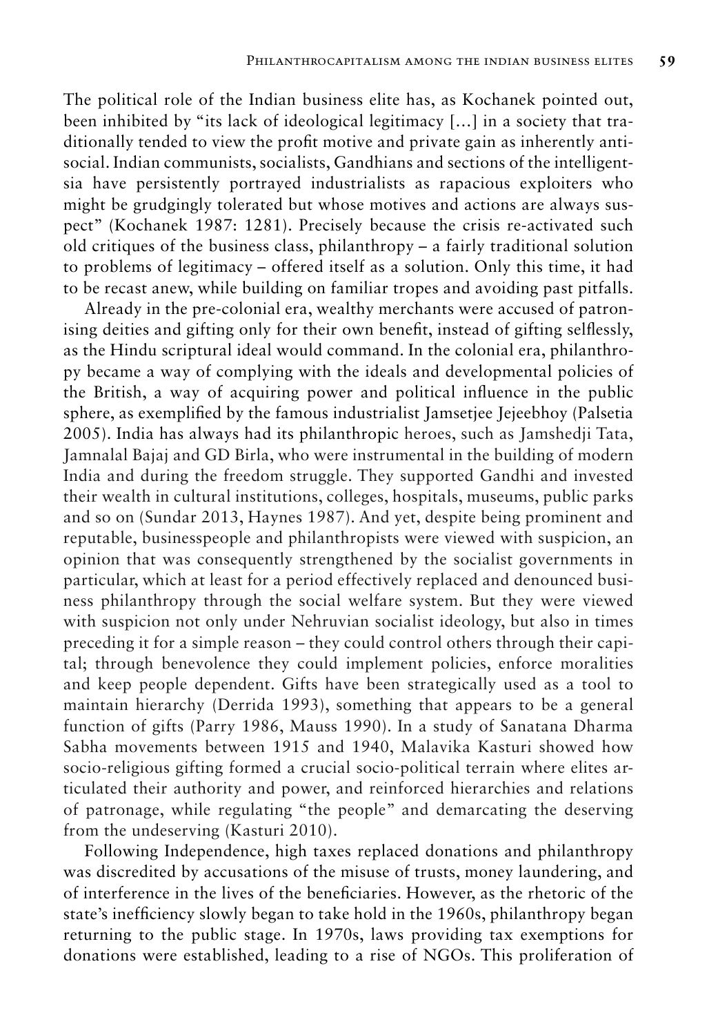The political role of the Indian business elite has, as Kochanek pointed out, been inhibited by "its lack of ideological legitimacy […] in a society that traditionally tended to view the profit motive and private gain as inherently antisocial. Indian communists, socialists, Gandhians and sections of the intelligentsia have persistently portrayed industrialists as rapacious exploiters who might be grudgingly tolerated but whose motives and actions are always suspect" (Kochanek 1987: 1281). Precisely because the crisis re-activated such old critiques of the business class, philanthropy – a fairly traditional solution to problems of legitimacy – offered itself as a solution. Only this time, it had to be recast anew, while building on familiar tropes and avoiding past pitfalls.

Already in the pre-colonial era, wealthy merchants were accused of patronising deities and gifting only for their own benefit, instead of gifting selflessly, as the Hindu scriptural ideal would command. In the colonial era, philanthropy became a way of complying with the ideals and developmental policies of the British, a way of acquiring power and political influence in the public sphere, as exemplified by the famous industrialist Jamsetjee Jejeebhoy (Palsetia 2005). India has always had its philanthropic heroes, such as Jamshedji Tata, Jamnalal Bajaj and GD Birla, who were instrumental in the building of modern India and during the freedom struggle. They supported Gandhi and invested their wealth in cultural institutions, colleges, hospitals, museums, public parks and so on (Sundar 2013, Haynes 1987). And yet, despite being prominent and reputable, businesspeople and philanthropists were viewed with suspicion, an opinion that was consequently strengthened by the socialist governments in particular, which at least for a period effectively replaced and denounced business philanthropy through the social welfare system. But they were viewed with suspicion not only under Nehruvian socialist ideology, but also in times preceding it for a simple reason – they could control others through their capital; through benevolence they could implement policies, enforce moralities and keep people dependent. Gifts have been strategically used as a tool to maintain hierarchy (Derrida 1993), something that appears to be a general function of gifts (Parry 1986, Mauss 1990). In a study of Sanatana Dharma Sabha movements between 1915 and 1940, Malavika Kasturi showed how socio-religious gifting formed a crucial socio-political terrain where elites articulated their authority and power, and reinforced hierarchies and relations of patronage, while regulating "the people" and demarcating the deserving from the undeserving (Kasturi 2010).

Following Independence, high taxes replaced donations and philanthropy was discredited by accusations of the misuse of trusts, money laundering, and of interference in the lives of the beneficiaries. However, as the rhetoric of the state's inefficiency slowly began to take hold in the 1960s, philanthropy began returning to the public stage. In 1970s, laws providing tax exemptions for donations were established, leading to a rise of NGOs. This proliferation of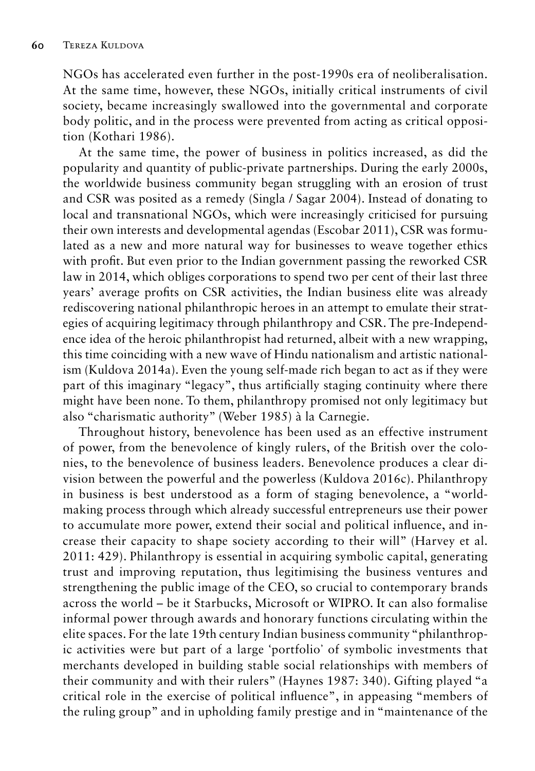NGOs has accelerated even further in the post-1990s era of neoliberalisation. At the same time, however, these NGOs, initially critical instruments of civil society, became increasingly swallowed into the governmental and corporate body politic, and in the process were prevented from acting as critical opposition (Kothari 1986).

At the same time, the power of business in politics increased, as did the popularity and quantity of public-private partnerships. During the early 2000s, the worldwide business community began struggling with an erosion of trust and CSR was posited as a remedy (Singla / Sagar 2004). Instead of donating to local and transnational NGOs, which were increasingly criticised for pursuing their own interests and developmental agendas (Escobar 2011), CSR was formulated as a new and more natural way for businesses to weave together ethics with profit. But even prior to the Indian government passing the reworked CSR law in 2014, which obliges corporations to spend two per cent of their last three years' average profits on CSR activities, the Indian business elite was already rediscovering national philanthropic heroes in an attempt to emulate their strategies of acquiring legitimacy through philanthropy and CSR. The pre-Independence idea of the heroic philanthropist had returned, albeit with a new wrapping, this time coinciding with a new wave of Hindu nationalism and artistic nationalism (Kuldova 2014a). Even the young self-made rich began to act as if they were part of this imaginary "legacy", thus artificially staging continuity where there might have been none. To them, philanthropy promised not only legitimacy but also "charismatic authority" (Weber 1985) à la Carnegie.

Throughout history, benevolence has been used as an effective instrument of power, from the benevolence of kingly rulers, of the British over the colonies, to the benevolence of business leaders. Benevolence produces a clear division between the powerful and the powerless (Kuldova 2016c). Philanthropy in business is best understood as a form of staging benevolence, a "world-making process through which already successful entrepreneurs use their power to accumulate more power, extend their social and political influence, and increase their capacity to shape society according to their will" (Harvey et al. 2011: 429). Philanthropy is essential in acquiring symbolic capital, generating trust and improving reputation, thus legitimising the business ventures and strengthening the public image of the CEO, so crucial to contemporary brands across the world – be it Starbucks, Microsoft or WIPRO. It can also formalise informal power through awards and honorary functions circulating within the elite spaces. For the late 19th century Indian business community "philanthropic activities were but part of a large 'portfolio' of symbolic investments that merchants developed in building stable social relationships with members of their community and with their rulers" (Haynes 1987: 340). Gifting played "a critical role in the exercise of political influence", in appeasing "members of the ruling group" and in upholding family prestige and in "maintenance of the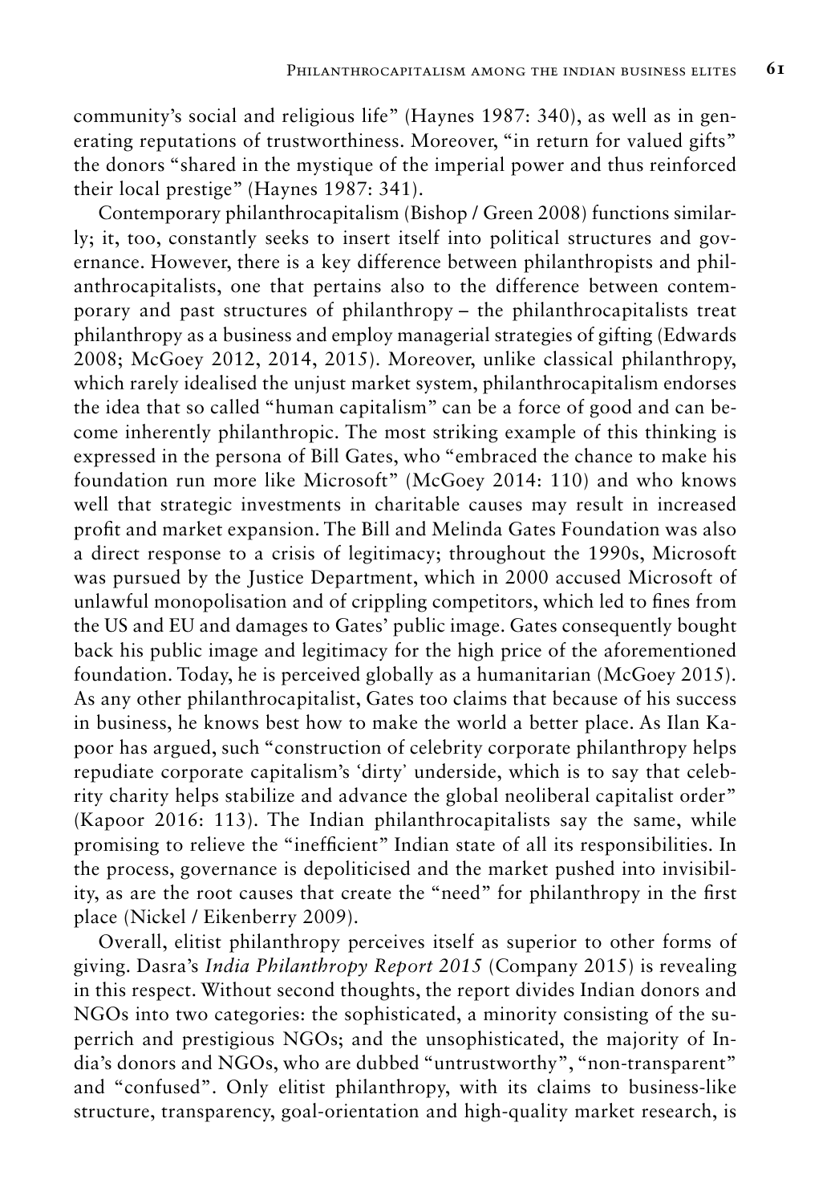community's social and religious life" (Haynes 1987: 340), as well as in generating reputations of trustworthiness. Moreover, "in return for valued gifts" the donors "shared in the mystique of the imperial power and thus reinforced their local prestige" (Haynes 1987: 341).

Contemporary philanthrocapitalism (Bishop / Green 2008) functions similarly; it, too, constantly seeks to insert itself into political structures and governance. However, there is a key difference between philanthropists and philanthrocapitalists, one that pertains also to the difference between contemporary and past structures of philanthropy – the philanthrocapitalists treat philanthropy as a business and employ managerial strategies of gifting (Edwards 2008; McGoey 2012, 2014, 2015). Moreover, unlike classical philanthropy, which rarely idealised the unjust market system, philanthrocapitalism endorses the idea that so called "human capitalism" can be a force of good and can become inherently philanthropic. The most striking example of this thinking is expressed in the persona of Bill Gates, who "embraced the chance to make his foundation run more like Microsoft" (McGoey 2014: 110) and who knows well that strategic investments in charitable causes may result in increased profit and market expansion. The Bill and Melinda Gates Foundation was also a direct response to a crisis of legitimacy; throughout the 1990s, Microsoft was pursued by the Justice Department, which in 2000 accused Microsoft of unlawful monopolisation and of crippling competitors, which led to fines from the US and EU and damages to Gates' public image. Gates consequently bought back his public image and legitimacy for the high price of the aforementioned foundation. Today, he is perceived globally as a humanitarian (McGoey 2015). As any other philanthrocapitalist, Gates too claims that because of his success in business, he knows best how to make the world a better place. As Ilan Kapoor has argued, such "construction of celebrity corporate philanthropy helps repudiate corporate capitalism's 'dirty' underside, which is to say that celebrity charity helps stabilize and advance the global neoliberal capitalist order" (Kapoor 2016: 113). The Indian philanthrocapitalists say the same, while promising to relieve the "inefficient" Indian state of all its responsibilities. In the process, governance is depoliticised and the market pushed into invisibility, as are the root causes that create the "need" for philanthropy in the first place (Nickel / Eikenberry 2009).

Overall, elitist philanthropy perceives itself as superior to other forms of giving. Dasra's *India Philanthropy Report 2015* (Company 2015) is revealing in this respect. Without second thoughts, the report divides Indian donors and NGOs into two categories: the sophisticated, a minority consisting of the superrich and prestigious NGOs; and the unsophisticated, the majority of India's donors and NGOs, who are dubbed "untrustworthy", "non-transparent" and "confused". Only elitist philanthropy, with its claims to business-like structure, transparency, goal-orientation and high-quality market research, is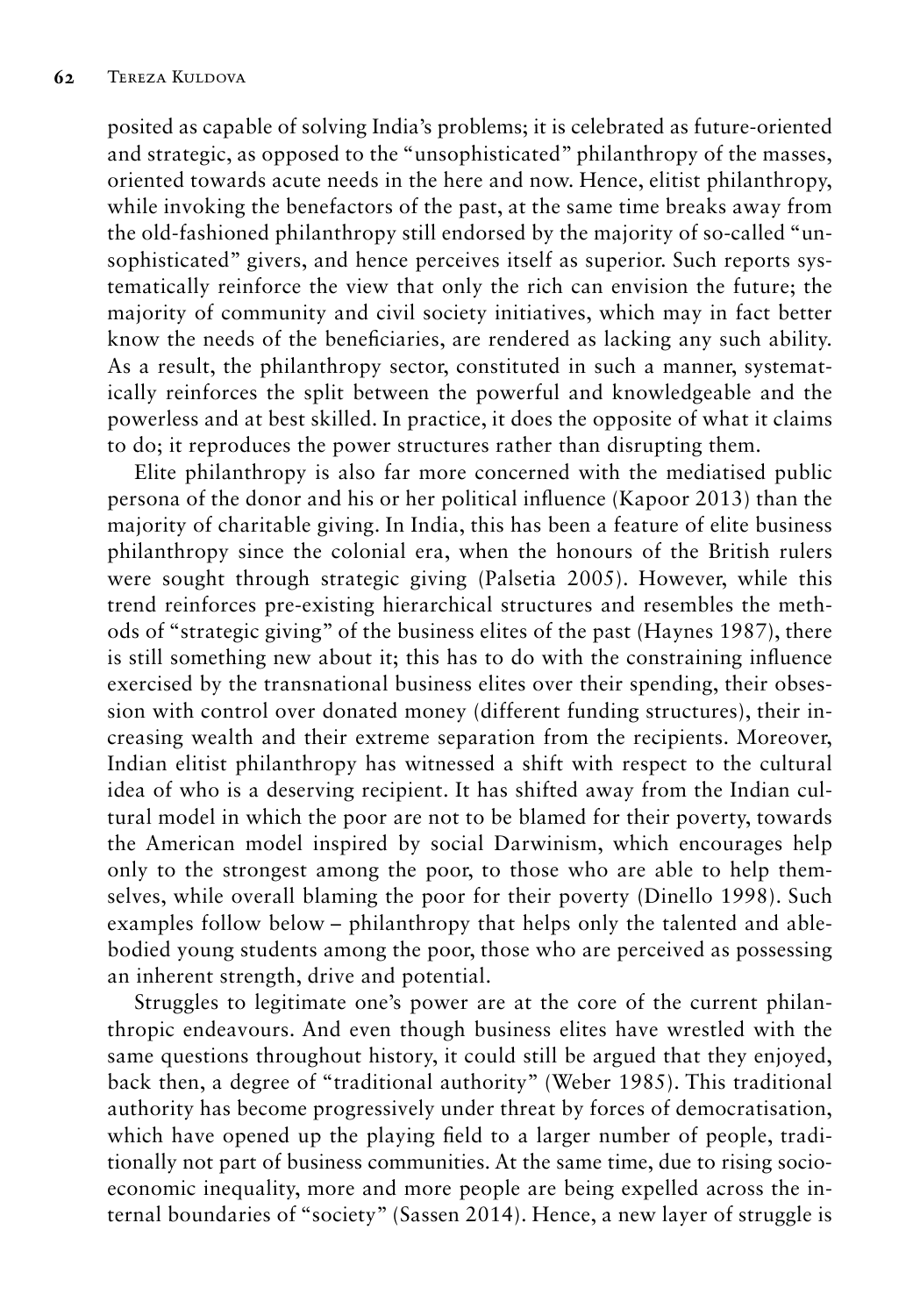posited as capable of solving India's problems; it is celebrated as future-oriented and strategic, as opposed to the "unsophisticated" philanthropy of the masses, oriented towards acute needs in the here and now. Hence, elitist philanthropy, while invoking the benefactors of the past, at the same time breaks away from the old-fashioned philanthropy still endorsed by the majority of so-called "unsophisticated" givers, and hence perceives itself as superior. Such reports systematically reinforce the view that only the rich can envision the future; the majority of community and civil society initiatives, which may in fact better know the needs of the beneficiaries, are rendered as lacking any such ability. As a result, the philanthropy sector, constituted in such a manner, systematically reinforces the split between the powerful and knowledgeable and the powerless and at best skilled. In practice, it does the opposite of what it claims to do; it reproduces the power structures rather than disrupting them.

Elite philanthropy is also far more concerned with the mediatised public persona of the donor and his or her political influence (Kapoor 2013) than the majority of charitable giving. In India, this has been a feature of elite business philanthropy since the colonial era, when the honours of the British rulers were sought through strategic giving (Palsetia 2005). However, while this trend reinforces pre-existing hierarchical structures and resembles the methods of "strategic giving" of the business elites of the past (Haynes 1987), there is still something new about it; this has to do with the constraining influence exercised by the transnational business elites over their spending, their obsession with control over donated money (different funding structures), their increasing wealth and their extreme separation from the recipients. Moreover, Indian elitist philanthropy has witnessed a shift with respect to the cultural idea of who is a deserving recipient. It has shifted away from the Indian cultural model in which the poor are not to be blamed for their poverty, towards the American model inspired by social Darwinism, which encourages help only to the strongest among the poor, to those who are able to help themselves, while overall blaming the poor for their poverty (Dinello 1998). Such examples follow below – philanthropy that helps only the talented and able-bodied young students among the poor, those who are perceived as possessing an inherent strength, drive and potential.

Struggles to legitimate one's power are at the core of the current philanthropic endeavours. And even though business elites have wrestled with the same questions throughout history, it could still be argued that they enjoyed, back then, a degree of "traditional authority" (Weber 1985). This traditional authority has become progressively under threat by forces of democratisation, which have opened up the playing field to a larger number of people, traditionally not part of business communities. At the same time, due to rising socio-economic inequality, more and more people are being expelled across the internal boundaries of "society" (Sassen 2014). Hence, a new layer of struggle is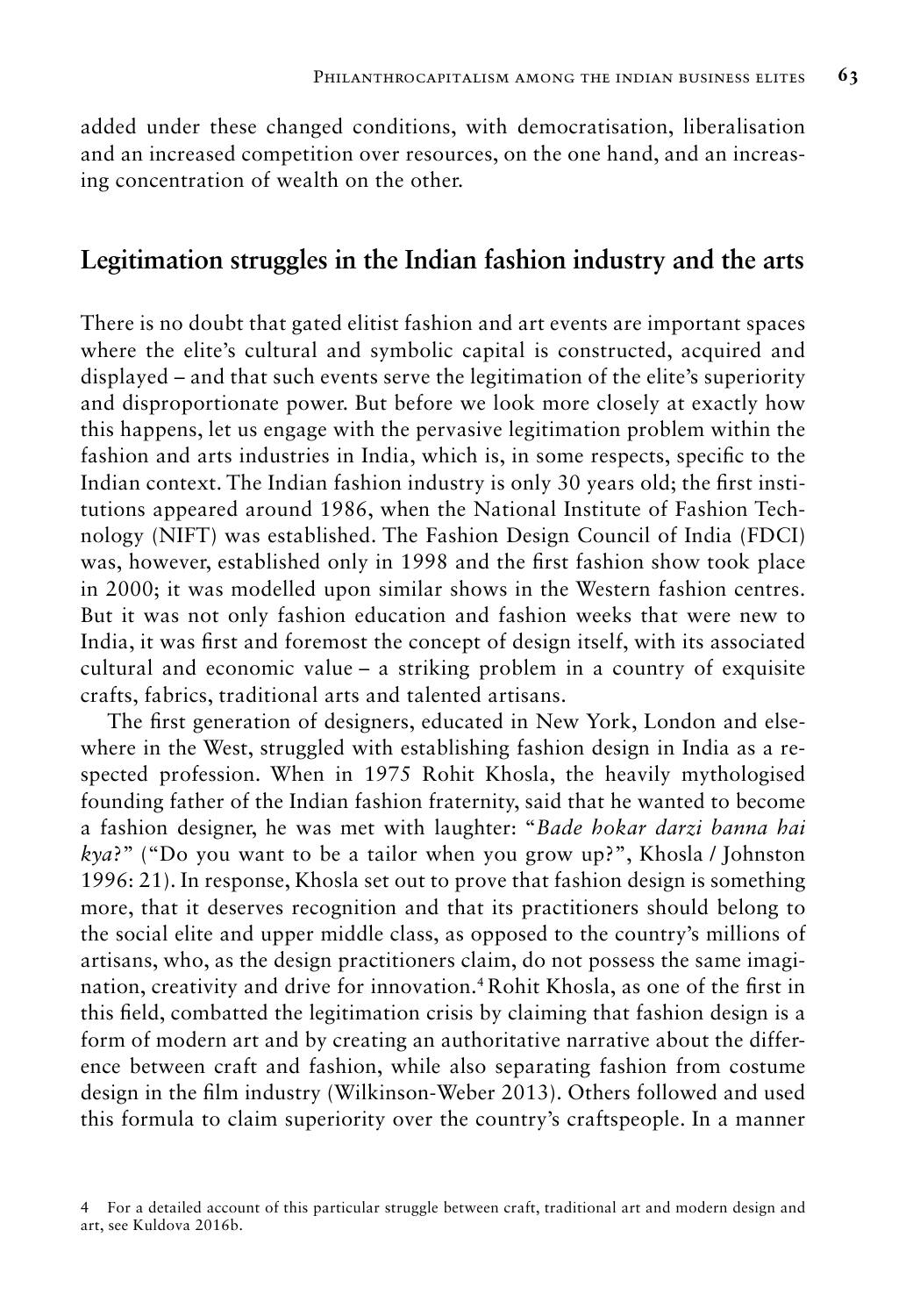added under these changed conditions, with democratisation, liberalisation and an increased competition over resources, on the one hand, and an increasing concentration of wealth on the other.

## Legitimation struggles in the Indian fashion industry and the arts

There is no doubt that gated elitist fashion and art events are important spaces where the elite's cultural and symbolic capital is constructed, acquired and displayed – and that such events serve the legitimation of the elite's superiority and disproportionate power. But before we look more closely at exactly how this happens, let us engage with the pervasive legitimation problem within the fashion and arts industries in India, which is, in some respects, specific to the Indian context. The Indian fashion industry is only 30 years old; the first institutions appeared around 1986, when the National Institute of Fashion Technology (NIFT) was established. The Fashion Design Council of India (FDCI) was, however, established only in 1998 and the first fashion show took place in 2000; it was modelled upon similar shows in the Western fashion centres. But it was not only fashion education and fashion weeks that were new to India, it was first and foremost the concept of design itself, with its associated cultural and economic value – a striking problem in a country of exquisite crafts, fabrics, traditional arts and talented artisans.

The first generation of designers, educated in New York, London and elsewhere in the West, struggled with establishing fashion design in India as a respected profession. When in 1975 Rohit Khosla, the heavily mythologised founding father of the Indian fashion fraternity, said that he wanted to become a fashion designer, he was met with laughter: "*Bade hokar darzi banna hai kya*?" ("Do you want to be a tailor when you grow up?", Khosla / Johnston 1996: 21). In response, Khosla set out to prove that fashion design is something more, that it deserves recognition and that its practitioners should belong to the social elite and upper middle class, as opposed to the country's millions of artisans, who, as the design practitioners claim, do not possess the same imagination, creativity and drive for innovation.[4] Rohit Khosla, as one of the first in this field, combatted the legitimation crisis by claiming that fashion design is a form of modern art and by creating an authoritative narrative about the difference between craft and fashion, while also separating fashion from costume design in the film industry (Wilkinson-Weber 2013). Others followed and used this formula to claim superiority over the country's craftspeople. In a manner

4 For a detailed account of this particular struggle between craft, traditional art and modern design and art, see Kuldova 2016b.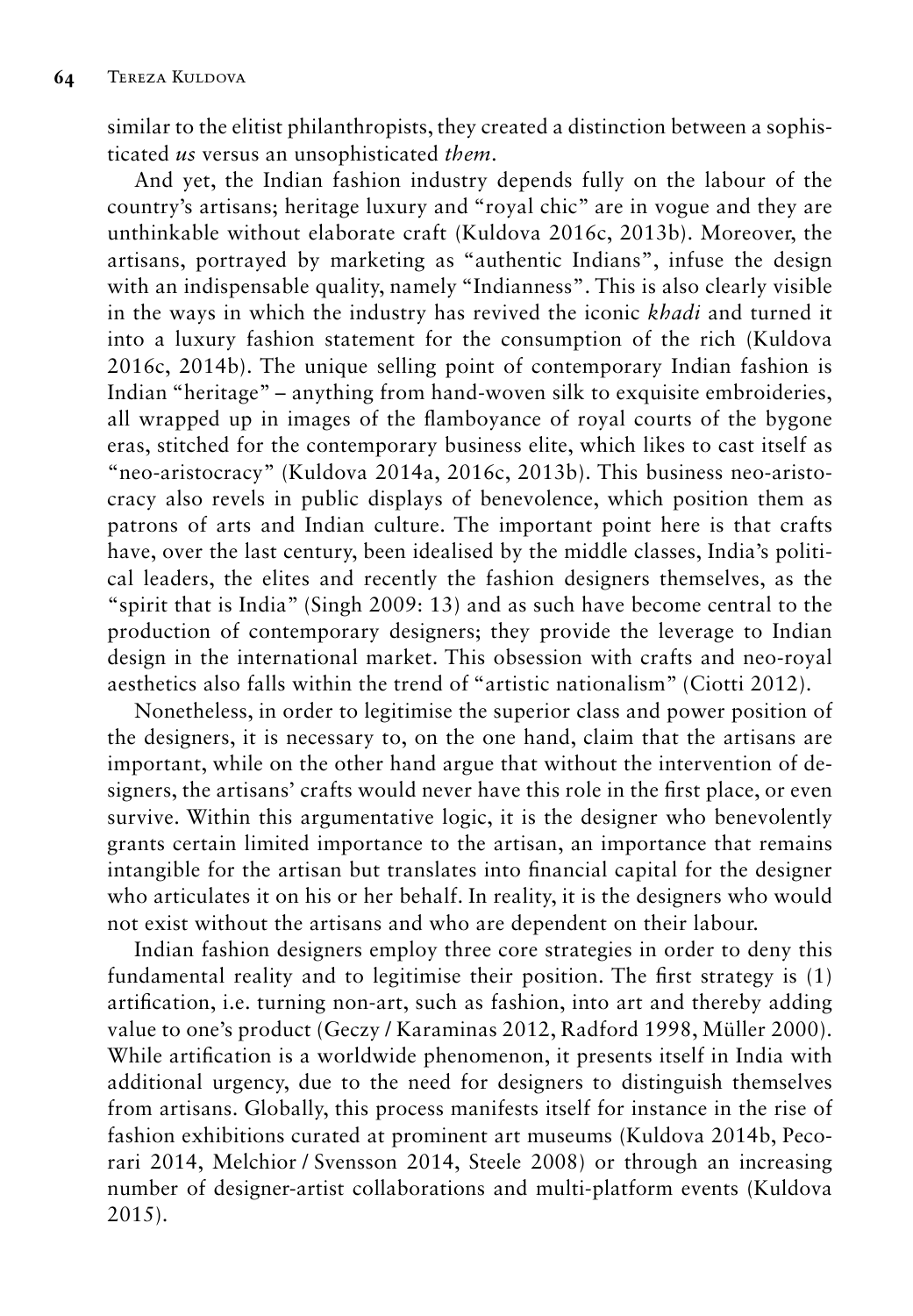similar to the elitist philanthropists, they created a distinction between a sophisticated *us* versus an unsophisticated *them*.

And yet, the Indian fashion industry depends fully on the labour of the country's artisans; heritage luxury and "royal chic" are in vogue and they are unthinkable without elaborate craft (Kuldova 2016c, 2013b). Moreover, the artisans, portrayed by marketing as "authentic Indians", infuse the design with an indispensable quality, namely "Indianness". This is also clearly visible in the ways in which the industry has revived the iconic *khadi* and turned it into a luxury fashion statement for the consumption of the rich (Kuldova 2016c, 2014b). The unique selling point of contemporary Indian fashion is Indian "heritage" – anything from hand-woven silk to exquisite embroideries, all wrapped up in images of the flamboyance of royal courts of the bygone eras, stitched for the contemporary business elite, which likes to cast itself as "neo-aristocracy" (Kuldova 2014a, 2016c, 2013b). This business neo-aristocracy also revels in public displays of benevolence, which position them as patrons of arts and Indian culture. The important point here is that crafts have, over the last century, been idealised by the middle classes, India's political leaders, the elites and recently the fashion designers themselves, as the "spirit that is India" (Singh 2009: 13) and as such have become central to the production of contemporary designers; they provide the leverage to Indian design in the international market. This obsession with crafts and neo-royal aesthetics also falls within the trend of "artistic nationalism" (Ciotti 2012).

Nonetheless, in order to legitimise the superior class and power position of the designers, it is necessary to, on the one hand, claim that the artisans are important, while on the other hand argue that without the intervention of designers, the artisans' crafts would never have this role in the first place, or even survive. Within this argumentative logic, it is the designer who benevolently grants certain limited importance to the artisan, an importance that remains intangible for the artisan but translates into financial capital for the designer who articulates it on his or her behalf. In reality, it is the designers who would not exist without the artisans and who are dependent on their labour.

Indian fashion designers employ three core strategies in order to deny this fundamental reality and to legitimise their position. The first strategy is (1) artification, i.e. turning non-art, such as fashion, into art and thereby adding value to one's product (Geczy / Karaminas 2012, Radford 1998, Müller 2000). While artification is a worldwide phenomenon, it presents itself in India with additional urgency, due to the need for designers to distinguish themselves from artisans. Globally, this process manifests itself for instance in the rise of fashion exhibitions curated at prominent art museums (Kuldova 2014b, Pecorari 2014, Melchior / Svensson 2014, Steele 2008) or through an increasing number of designer-artist collaborations and multi-platform events (Kuldova 2015).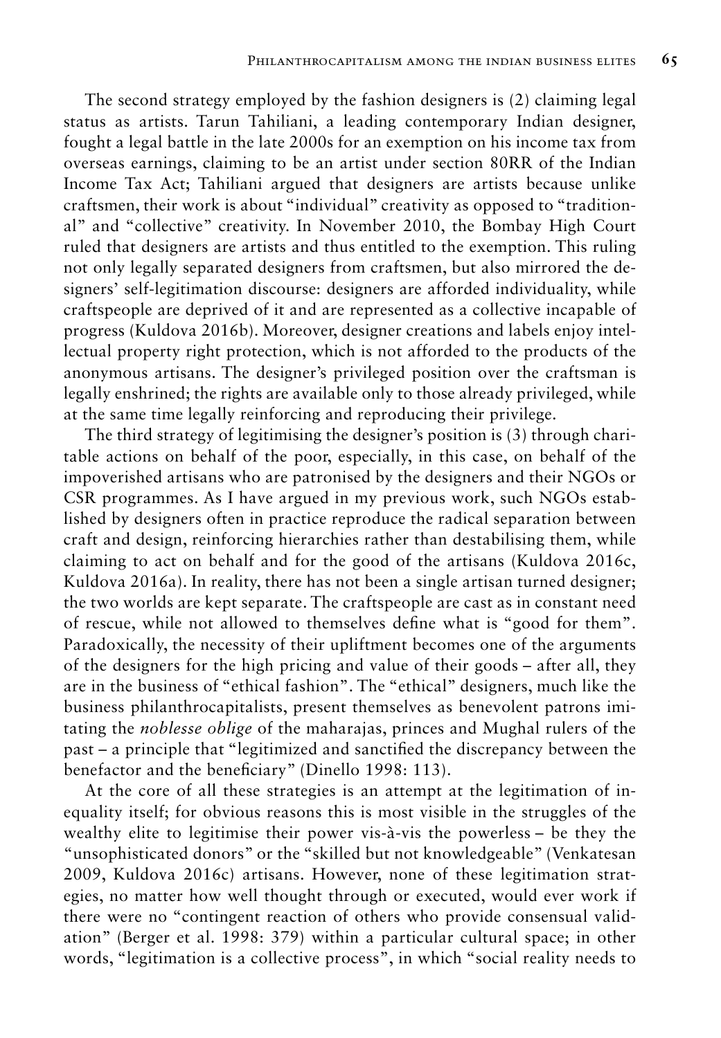The second strategy employed by the fashion designers is (2) claiming legal status as artists. Tarun Tahiliani, a leading contemporary Indian designer, fought a legal battle in the late 2000s for an exemption on his income tax from overseas earnings, claiming to be an artist under section 80RR of the Indian Income Tax Act; Tahiliani argued that designers are artists because unlike craftsmen, their work is about "individual" creativity as opposed to "traditional" and "collective" creativity. In November 2010, the Bombay High Court ruled that designers are artists and thus entitled to the exemption. This ruling not only legally separated designers from craftsmen, but also mirrored the designers' self-legitimation discourse: designers are afforded individuality, while craftspeople are deprived of it and are represented as a collective incapable of progress (Kuldova 2016b). Moreover, designer creations and labels enjoy intellectual property right protection, which is not afforded to the products of the anonymous artisans. The designer's privileged position over the craftsman is legally enshrined; the rights are available only to those already privileged, while at the same time legally reinforcing and reproducing their privilege.

The third strategy of legitimising the designer's position is (3) through charitable actions on behalf of the poor, especially, in this case, on behalf of the impoverished artisans who are patronised by the designers and their NGOs or CSR programmes. As I have argued in my previous work, such NGOs established by designers often in practice reproduce the radical separation between craft and design, reinforcing hierarchies rather than destabilising them, while claiming to act on behalf and for the good of the artisans (Kuldova 2016c, Kuldova 2016a). In reality, there has not been a single artisan turned designer; the two worlds are kept separate. The craftspeople are cast as in constant need of rescue, while not allowed to themselves define what is "good for them". Paradoxically, the necessity of their upliftment becomes one of the arguments of the designers for the high pricing and value of their goods – after all, they are in the business of "ethical fashion". The "ethical" designers, much like the business philanthrocapitalists, present themselves as benevolent patrons imitating the *noblesse oblige* of the maharajas, princes and Mughal rulers of the past – a principle that "legitimized and sanctified the discrepancy between the benefactor and the beneficiary" (Dinello 1998: 113).

At the core of all these strategies is an attempt at the legitimation of inequality itself; for obvious reasons this is most visible in the struggles of the wealthy elite to legitimise their power vis-à-vis the powerless – be they the "unsophisticated donors" or the "skilled but not knowledgeable" (Venkatesan 2009, Kuldova 2016c) artisans. However, none of these legitimation strategies, no matter how well thought through or executed, would ever work if there were no "contingent reaction of others who provide consensual validation" (Berger et al. 1998: 379) within a particular cultural space; in other words, "legitimation is a collective process", in which "social reality needs to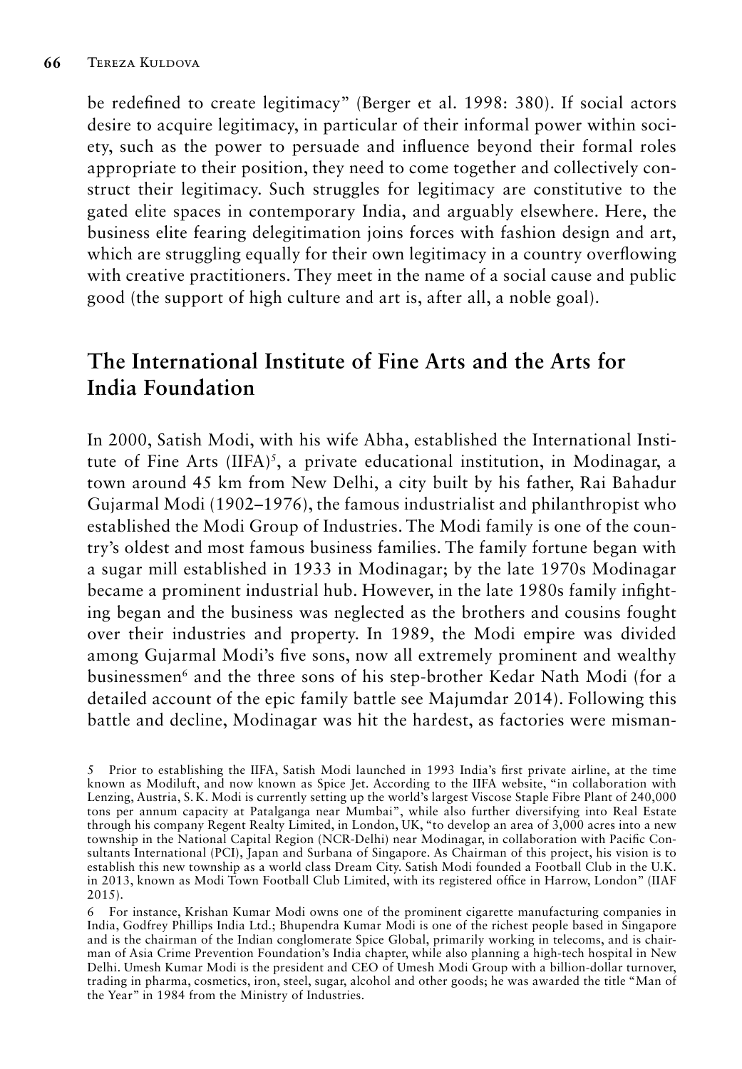be redefined to create legitimacy" (Berger et al. 1998: 380). If social actors desire to acquire legitimacy, in particular of their informal power within society, such as the power to persuade and influence beyond their formal roles appropriate to their position, they need to come together and collectively construct their legitimacy. Such struggles for legitimacy are constitutive to the gated elite spaces in contemporary India, and arguably elsewhere. Here, the business elite fearing delegitimation joins forces with fashion design and art, which are struggling equally for their own legitimacy in a country overflowing with creative practitioners. They meet in the name of a social cause and public good (the support of high culture and art is, after all, a noble goal).

## The International Institute of Fine Arts and the Arts for India Foundation

In 2000, Satish Modi, with his wife Abha, established the International Institute of Fine Arts (IIFA)[5], a private educational institution, in Modinagar, a town around 45 km from New Delhi, a city built by his father, Rai Bahadur Gujarmal Modi (1902–1976), the famous industrialist and philanthropist who established the Modi Group of Industries. The Modi family is one of the country's oldest and most famous business families. The family fortune began with a sugar mill established in 1933 in Modinagar; by the late 1970s Modinagar became a prominent industrial hub. However, in the late 1980s family infighting began and the business was neglected as the brothers and cousins fought over their industries and property. In 1989, the Modi empire was divided among Gujarmal Modi's five sons, now all extremely prominent and wealthy businessmen[6] and the three sons of his step-brother Kedar Nath Modi (for a detailed account of the epic family battle see Majumdar 2014). Following this battle and decline, Modinagar was hit the hardest, as factories were misman-

5 Prior to establishing the IIFA, Satish Modi launched in 1993 India's first private airline, at the time known as Modiluft, and now known as Spice Jet. According to the IIFA website, "in collaboration with Lenzing, Austria, S. K. Modi is currently setting up the world's largest Viscose Staple Fibre Plant of 240,000 tons per annum capacity at Patalganga near Mumbai", while also further diversifying into Real Estate through his company Regent Realty Limited, in London, UK, "to develop an area of 3,000 acres into a new township in the National Capital Region (NCR-Delhi) near Modinagar, in collaboration with Pacific Consultants International (PCI), Japan and Surbana of Singapore. As Chairman of this project, his vision is to establish this new township as a world class Dream City. Satish Modi founded a Football Club in the U.K. in 2013, known as Modi Town Football Club Limited, with its registered office in Harrow, London" (IIAF 2015).

6 For instance, Krishan Kumar Modi owns one of the prominent cigarette manufacturing companies in India, Godfrey Phillips India Ltd.; Bhupendra Kumar Modi is one of the richest people based in Singapore and is the chairman of the Indian conglomerate Spice Global, primarily working in telecoms, and is chairman of Asia Crime Prevention Foundation's India chapter, while also planning a high-tech hospital in New Delhi. Umesh Kumar Modi is the president and CEO of Umesh Modi Group with a billion-dollar turnover, trading in pharma, cosmetics, iron, steel, sugar, alcohol and other goods; he was awarded the title "Man of the Year" in 1984 from the Ministry of Industries.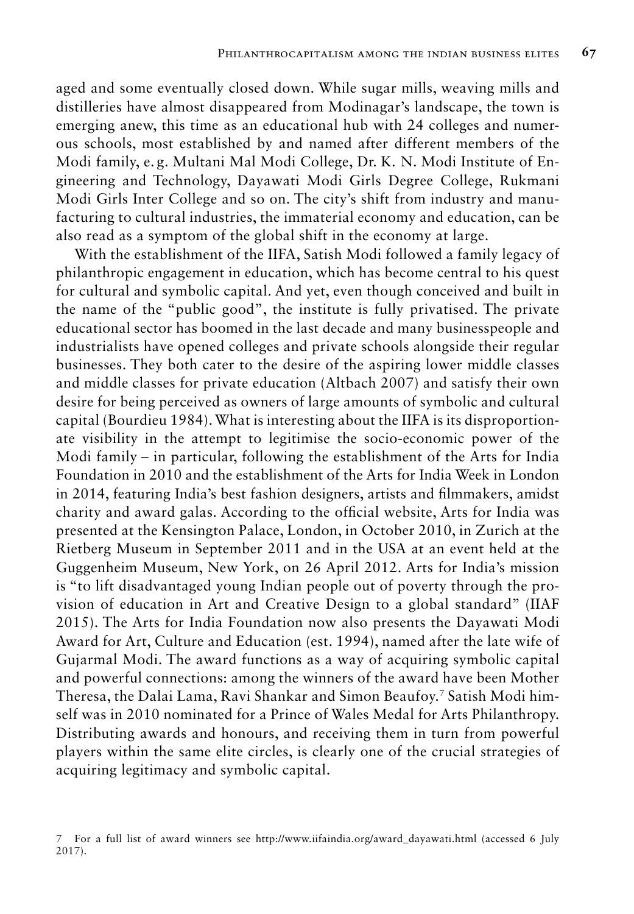aged and some eventually closed down. While sugar mills, weaving mills and distilleries have almost disappeared from Modinagar's landscape, the town is emerging anew, this time as an educational hub with 24 colleges and numerous schools, most established by and named after different members of the Modi family, e. g. Multani Mal Modi College, Dr. K. N. Modi Institute of Engineering and Technology, Dayawati Modi Girls Degree College, Rukmani Modi Girls Inter College and so on. The city's shift from industry and manufacturing to cultural industries, the immaterial economy and education, can be also read as a symptom of the global shift in the economy at large.

With the establishment of the IIFA, Satish Modi followed a family legacy of philanthropic engagement in education, which has become central to his quest for cultural and symbolic capital. And yet, even though conceived and built in the name of the "public good", the institute is fully privatised. The private educational sector has boomed in the last decade and many businesspeople and industrialists have opened colleges and private schools alongside their regular businesses. They both cater to the desire of the aspiring lower middle classes and middle classes for private education (Altbach 2007) and satisfy their own desire for being perceived as owners of large amounts of symbolic and cultural capital (Bourdieu 1984). What is interesting about the IIFA is its disproportionate visibility in the attempt to legitimise the socio-economic power of the Modi family – in particular, following the establishment of the Arts for India Foundation in 2010 and the establishment of the Arts for India Week in London in 2014, featuring India's best fashion designers, artists and filmmakers, amidst charity and award galas. According to the official website, Arts for India was presented at the Kensington Palace, London, in October 2010, in Zurich at the Rietberg Museum in September 2011 and in the USA at an event held at the Guggenheim Museum, New York, on 26 April 2012. Arts for India's mission is "to lift disadvantaged young Indian people out of poverty through the provision of education in Art and Creative Design to a global standard" (IIAF 2015). The Arts for India Foundation now also presents the Dayawati Modi Award for Art, Culture and Education (est. 1994), named after the late wife of Gujarmal Modi. The award functions as a way of acquiring symbolic capital and powerful connections: among the winners of the award have been Mother Theresa, the Dalai Lama, Ravi Shankar and Simon Beaufoy.[7] Satish Modi himself was in 2010 nominated for a Prince of Wales Medal for Arts Philanthropy. Distributing awards and honours, and receiving them in turn from powerful players within the same elite circles, is clearly one of the crucial strategies of acquiring legitimacy and symbolic capital.

7 For a full list of award winners see http://www.iifaindia.org/award_dayawati.html (accessed 6 July 2017).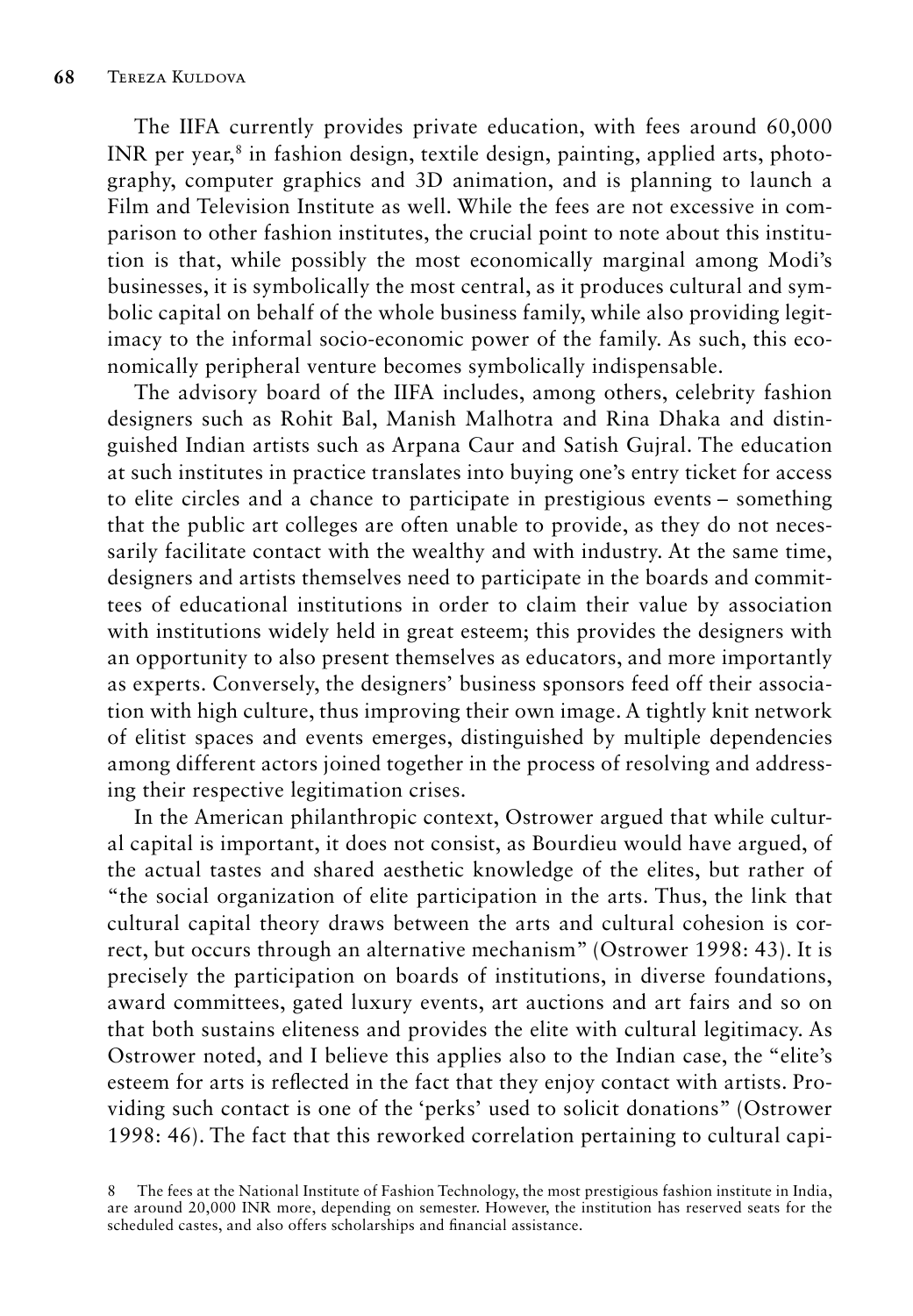The IIFA currently provides private education, with fees around 60,000 INR per year,[8] in fashion design, textile design, painting, applied arts, photography, computer graphics and 3D animation, and is planning to launch a Film and Television Institute as well. While the fees are not excessive in comparison to other fashion institutes, the crucial point to note about this institution is that, while possibly the most economically marginal among Modi's businesses, it is symbolically the most central, as it produces cultural and symbolic capital on behalf of the whole business family, while also providing legitimacy to the informal socio-economic power of the family. As such, this economically peripheral venture becomes symbolically indispensable.

The advisory board of the IIFA includes, among others, celebrity fashion designers such as Rohit Bal, Manish Malhotra and Rina Dhaka and distinguished Indian artists such as Arpana Caur and Satish Gujral. The education at such institutes in practice translates into buying one's entry ticket for access to elite circles and a chance to participate in prestigious events – something that the public art colleges are often unable to provide, as they do not necessarily facilitate contact with the wealthy and with industry. At the same time, designers and artists themselves need to participate in the boards and committees of educational institutions in order to claim their value by association with institutions widely held in great esteem; this provides the designers with an opportunity to also present themselves as educators, and more importantly as experts. Conversely, the designers' business sponsors feed off their association with high culture, thus improving their own image. A tightly knit network of elitist spaces and events emerges, distinguished by multiple dependencies among different actors joined together in the process of resolving and addressing their respective legitimation crises.

In the American philanthropic context, Ostrower argued that while cultural capital is important, it does not consist, as Bourdieu would have argued, of the actual tastes and shared aesthetic knowledge of the elites, but rather of "the social organization of elite participation in the arts. Thus, the link that cultural capital theory draws between the arts and cultural cohesion is correct, but occurs through an alternative mechanism" (Ostrower 1998: 43). It is precisely the participation on boards of institutions, in diverse foundations, award committees, gated luxury events, art auctions and art fairs and so on that both sustains eliteness and provides the elite with cultural legitimacy. As Ostrower noted, and I believe this applies also to the Indian case, the "elite's esteem for arts is reflected in the fact that they enjoy contact with artists. Providing such contact is one of the 'perks' used to solicit donations" (Ostrower 1998: 46). The fact that this reworked correlation pertaining to cultural capi-

8 The fees at the National Institute of Fashion Technology, the most prestigious fashion institute in India, are around 20,000 INR more, depending on semester. However, the institution has reserved seats for the scheduled castes, and also offers scholarships and financial assistance.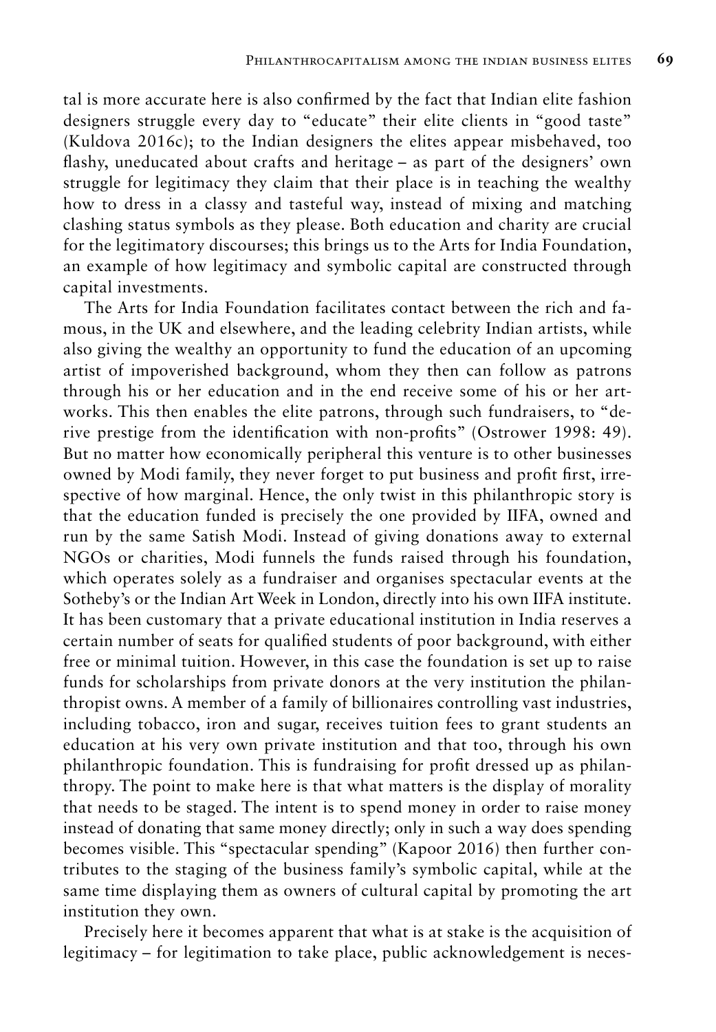tal is more accurate here is also confirmed by the fact that Indian elite fashion designers struggle every day to "educate" their elite clients in "good taste" (Kuldova 2016c); to the Indian designers the elites appear misbehaved, too flashy, uneducated about crafts and heritage – as part of the designers' own struggle for legitimacy they claim that their place is in teaching the wealthy how to dress in a classy and tasteful way, instead of mixing and matching clashing status symbols as they please. Both education and charity are crucial for the legitimatory discourses; this brings us to the Arts for India Foundation, an example of how legitimacy and symbolic capital are constructed through capital investments.

The Arts for India Foundation facilitates contact between the rich and famous, in the UK and elsewhere, and the leading celebrity Indian artists, while also giving the wealthy an opportunity to fund the education of an upcoming artist of impoverished background, whom they then can follow as patrons through his or her education and in the end receive some of his or her artworks. This then enables the elite patrons, through such fundraisers, to "derive prestige from the identification with non-profits" (Ostrower 1998: 49). But no matter how economically peripheral this venture is to other businesses owned by Modi family, they never forget to put business and profit first, irrespective of how marginal. Hence, the only twist in this philanthropic story is that the education funded is precisely the one provided by IIFA, owned and run by the same Satish Modi. Instead of giving donations away to external NGOs or charities, Modi funnels the funds raised through his foundation, which operates solely as a fundraiser and organises spectacular events at the Sotheby's or the Indian Art Week in London, directly into his own IIFA institute. It has been customary that a private educational institution in India reserves a certain number of seats for qualified students of poor background, with either free or minimal tuition. However, in this case the foundation is set up to raise funds for scholarships from private donors at the very institution the philanthropist owns. A member of a family of billionaires controlling vast industries, including tobacco, iron and sugar, receives tuition fees to grant students an education at his very own private institution and that too, through his own philanthropic foundation. This is fundraising for profit dressed up as philanthropy. The point to make here is that what matters is the display of morality that needs to be staged. The intent is to spend money in order to raise money instead of donating that same money directly; only in such a way does spending becomes visible. This "spectacular spending" (Kapoor 2016) then further contributes to the staging of the business family's symbolic capital, while at the same time displaying them as owners of cultural capital by promoting the art institution they own.

Precisely here it becomes apparent that what is at stake is the acquisition of legitimacy – for legitimation to take place, public acknowledgement is neces-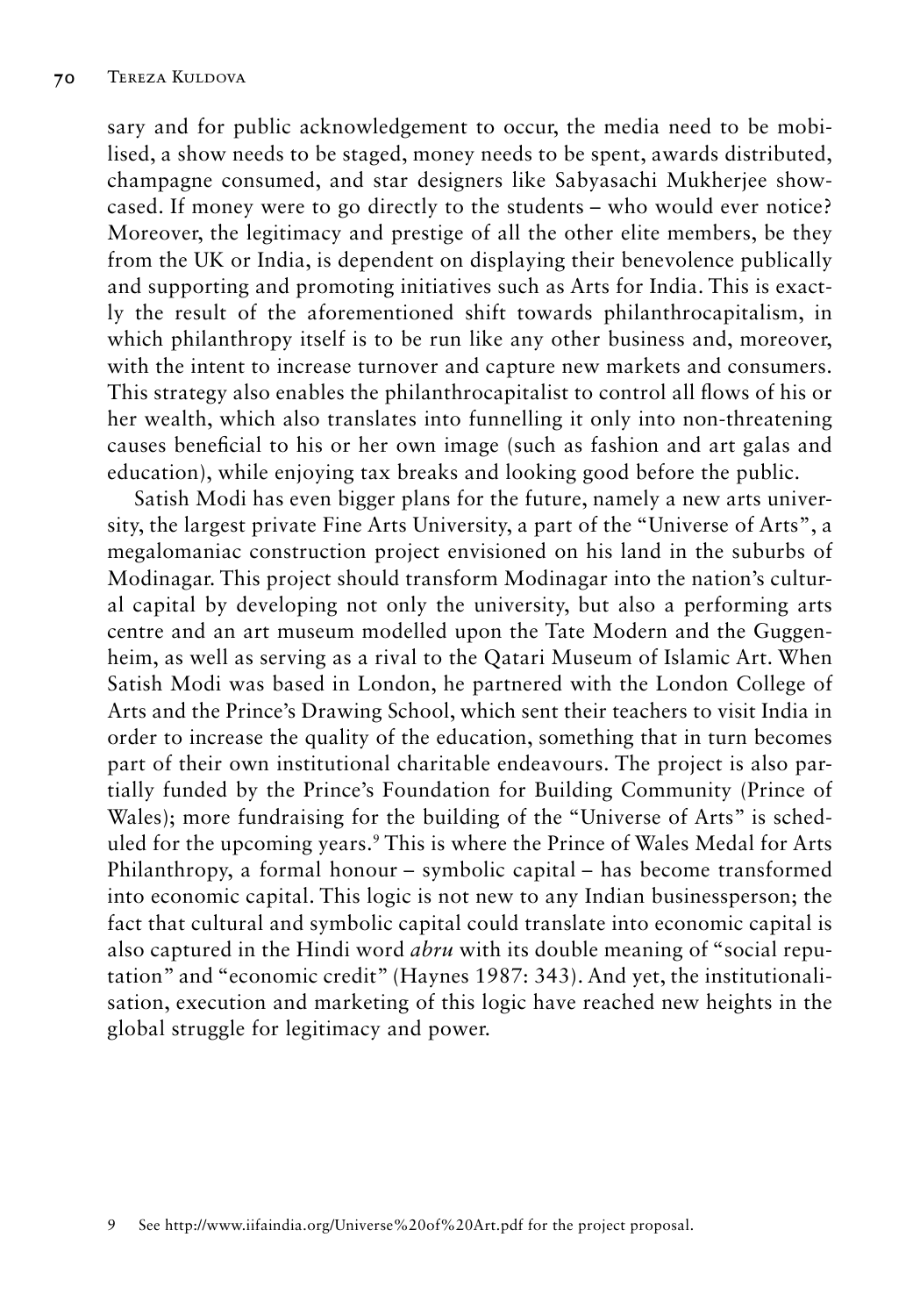sary and for public acknowledgement to occur, the media need to be mobilised, a show needs to be staged, money needs to be spent, awards distributed, champagne consumed, and star designers like Sabyasachi Mukherjee showcased. If money were to go directly to the students – who would ever notice? Moreover, the legitimacy and prestige of all the other elite members, be they from the UK or India, is dependent on displaying their benevolence publically and supporting and promoting initiatives such as Arts for India. This is exactly the result of the aforementioned shift towards philanthrocapitalism, in which philanthropy itself is to be run like any other business and, moreover, with the intent to increase turnover and capture new markets and consumers. This strategy also enables the philanthrocapitalist to control all flows of his or her wealth, which also translates into funnelling it only into non-threatening causes beneficial to his or her own image (such as fashion and art galas and education), while enjoying tax breaks and looking good before the public.

Satish Modi has even bigger plans for the future, namely a new arts university, the largest private Fine Arts University, a part of the "Universe of Arts", a megalomaniac construction project envisioned on his land in the suburbs of Modinagar. This project should transform Modinagar into the nation's cultural capital by developing not only the university, but also a performing arts centre and an art museum modelled upon the Tate Modern and the Guggenheim, as well as serving as a rival to the Qatari Museum of Islamic Art. When Satish Modi was based in London, he partnered with the London College of Arts and the Prince's Drawing School, which sent their teachers to visit India in order to increase the quality of the education, something that in turn becomes part of their own institutional charitable endeavours. The project is also partially funded by the Prince's Foundation for Building Community (Prince of Wales); more fundraising for the building of the "Universe of Arts" is scheduled for the upcoming years.[9] This is where the Prince of Wales Medal for Arts Philanthropy, a formal honour – symbolic capital – has become transformed into economic capital. This logic is not new to any Indian businessperson; the fact that cultural and symbolic capital could translate into economic capital is also captured in the Hindi word *abru* with its double meaning of "social reputation" and "economic credit" (Haynes 1987: 343). And yet, the institutionalisation, execution and marketing of this logic have reached new heights in the global struggle for legitimacy and power.

9 See http://www.iifaindia.org/Universe%20of%20Art.pdf for the project proposal.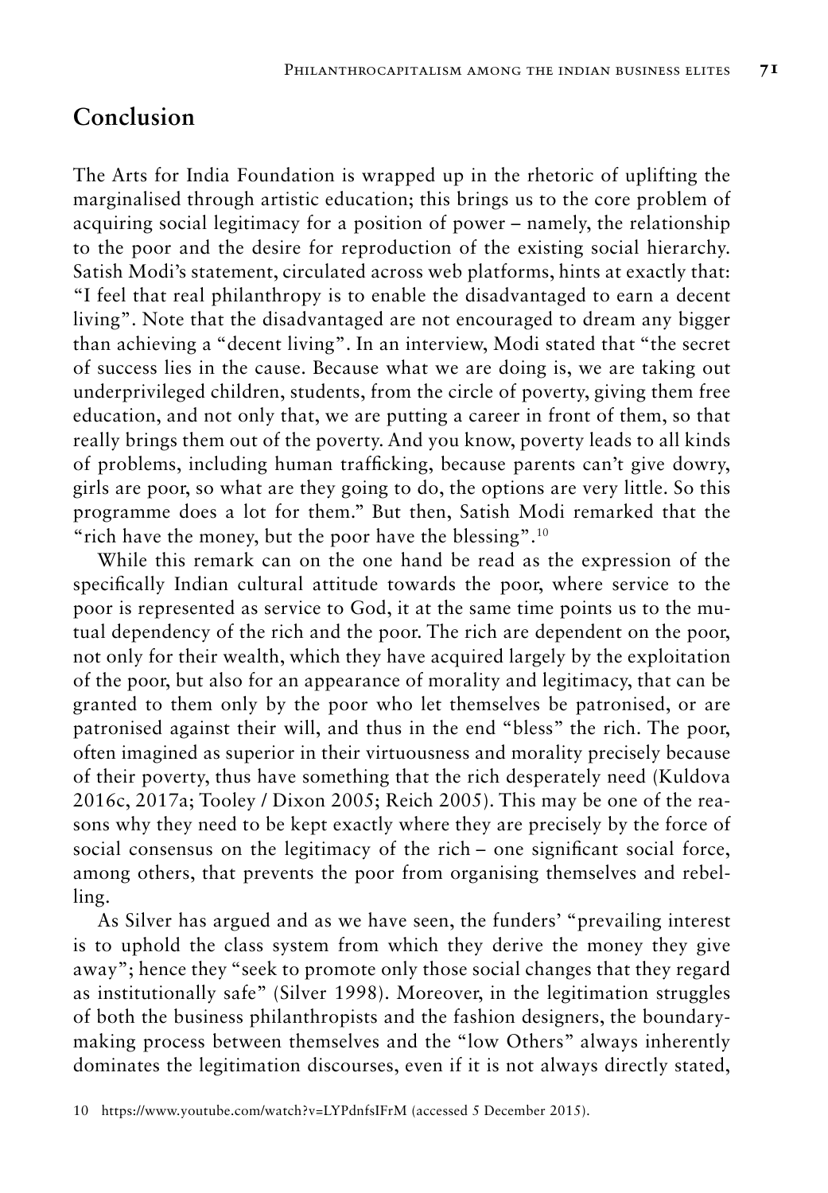## Conclusion

The Arts for India Foundation is wrapped up in the rhetoric of uplifting the marginalised through artistic education; this brings us to the core problem of acquiring social legitimacy for a position of power – namely, the relationship to the poor and the desire for reproduction of the existing social hierarchy. Satish Modi's statement, circulated across web platforms, hints at exactly that: "I feel that real philanthropy is to enable the disadvantaged to earn a decent living". Note that the disadvantaged are not encouraged to dream any bigger than achieving a "decent living". In an interview, Modi stated that "the secret of success lies in the cause. Because what we are doing is, we are taking out underprivileged children, students, from the circle of poverty, giving them free education, and not only that, we are putting a career in front of them, so that really brings them out of the poverty. And you know, poverty leads to all kinds of problems, including human trafficking, because parents can't give dowry, girls are poor, so what are they going to do, the options are very little. So this programme does a lot for them." But then, Satish Modi remarked that the "rich have the money, but the poor have the blessing".[10]

While this remark can on the one hand be read as the expression of the specifically Indian cultural attitude towards the poor, where service to the poor is represented as service to God, it at the same time points us to the mutual dependency of the rich and the poor. The rich are dependent on the poor, not only for their wealth, which they have acquired largely by the exploitation of the poor, but also for an appearance of morality and legitimacy, that can be granted to them only by the poor who let themselves be patronised, or are patronised against their will, and thus in the end "bless" the rich. The poor, often imagined as superior in their virtuousness and morality precisely because of their poverty, thus have something that the rich desperately need (Kuldova 2016c, 2017a; Tooley / Dixon 2005; Reich 2005). This may be one of the reasons why they need to be kept exactly where they are precisely by the force of social consensus on the legitimacy of the rich – one significant social force, among others, that prevents the poor from organising themselves and rebelling.

As Silver has argued and as we have seen, the funders' "prevailing interest is to uphold the class system from which they derive the money they give away"; hence they "seek to promote only those social changes that they regard as institutionally safe" (Silver 1998). Moreover, in the legitimation struggles of both the business philanthropists and the fashion designers, the boundary-making process between themselves and the "low Others" always inherently dominates the legitimation discourses, even if it is not always directly stated,

10 https://www.youtube.com/watch?v=LYPdnfsIFrM (accessed 5 December 2015).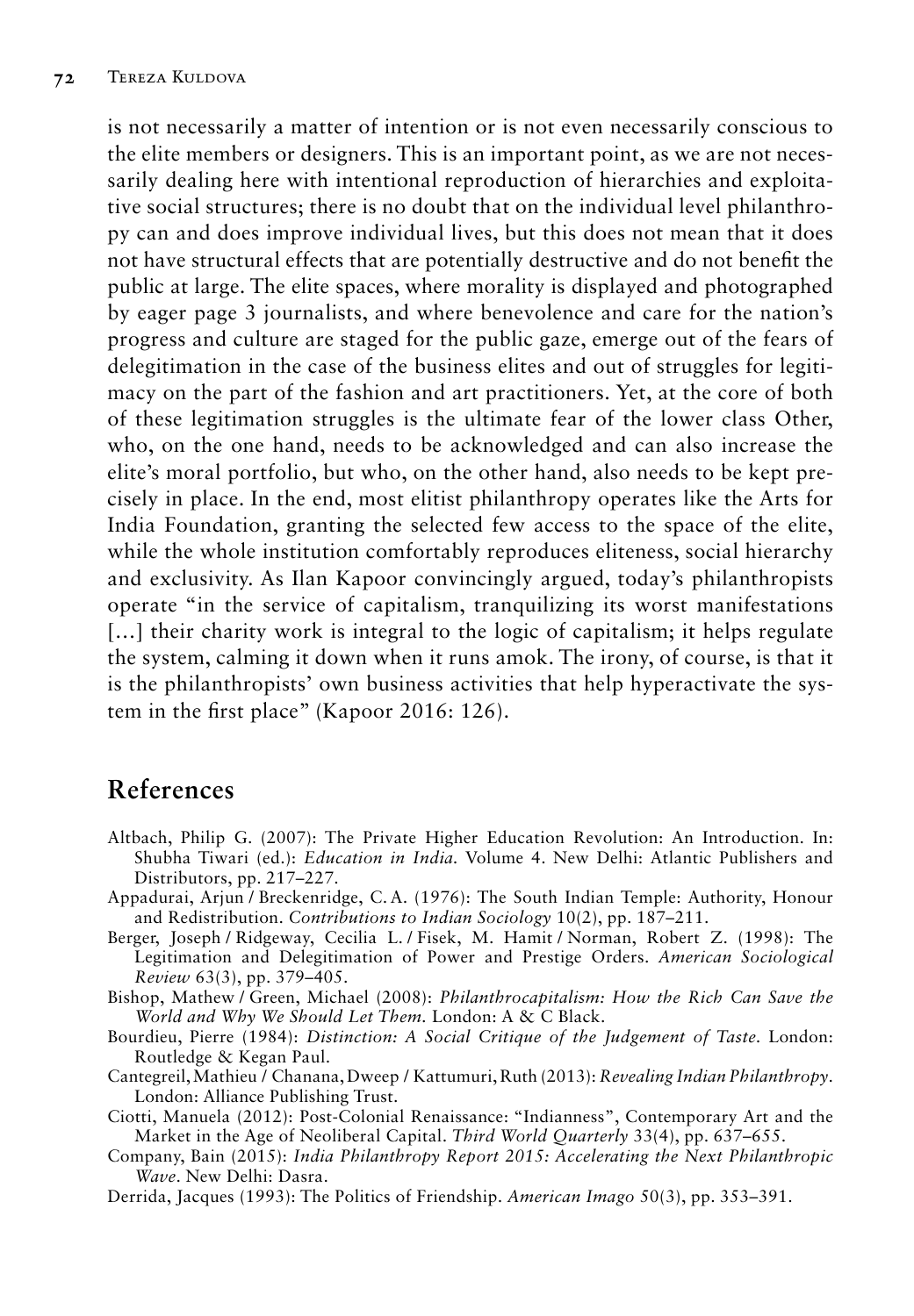is not necessarily a matter of intention or is not even necessarily conscious to the elite members or designers. This is an important point, as we are not necessarily dealing here with intentional reproduction of hierarchies and exploitative social structures; there is no doubt that on the individual level philanthropy can and does improve individual lives, but this does not mean that it does not have structural effects that are potentially destructive and do not benefit the public at large. The elite spaces, where morality is displayed and photographed by eager page 3 journalists, and where benevolence and care for the nation's progress and culture are staged for the public gaze, emerge out of the fears of delegitimation in the case of the business elites and out of struggles for legitimacy on the part of the fashion and art practitioners. Yet, at the core of both of these legitimation struggles is the ultimate fear of the lower class Other, who, on the one hand, needs to be acknowledged and can also increase the elite's moral portfolio, but who, on the other hand, also needs to be kept precisely in place. In the end, most elitist philanthropy operates like the Arts for India Foundation, granting the selected few access to the space of the elite, while the whole institution comfortably reproduces eliteness, social hierarchy and exclusivity. As Ilan Kapoor convincingly argued, today's philanthropists operate "in the service of capitalism, tranquilizing its worst manifestations [...] their charity work is integral to the logic of capitalism; it helps regulate the system, calming it down when it runs amok. The irony, of course, is that it is the philanthropists' own business activities that help hyperactivate the system in the first place" (Kapoor 2016: 126).

## References

Altbach, Philip G. (2007): The Private Higher Education Revolution: An Introduction. In: Shubha Tiwari (ed.): *Education in India*. Volume 4. New Delhi: Atlantic Publishers and Distributors, pp. 217–227.

Appadurai, Arjun / Breckenridge, C. A. (1976): The South Indian Temple: Authority, Honour and Redistribution. *Contributions to Indian Sociology* 10(2), pp. 187–211.

Berger, Joseph / Ridgeway, Cecilia L. / Fisek, M. Hamit / Norman, Robert Z. (1998): The Legitimation and Delegitimation of Power and Prestige Orders. *American Sociological Review* 63(3), pp. 379–405.

Bishop, Mathew / Green, Michael (2008): *Philanthrocapitalism: How the Rich Can Save the World and Why We Should Let Them*. London: A & C Black.

Bourdieu, Pierre (1984): *Distinction: A Social Critique of the Judgement of Taste*. London: Routledge & Kegan Paul.

Cantegreil, Mathieu / Chanana, Dweep / Kattumuri, Ruth (2013): *Revealing Indian Philanthropy*. London: Alliance Publishing Trust.

Ciotti, Manuela (2012): Post-Colonial Renaissance: "Indianness", Contemporary Art and the Market in the Age of Neoliberal Capital. *Third World Quarterly* 33(4), pp. 637–655.

Company, Bain (2015): *India Philanthropy Report 2015: Accelerating the Next Philanthropic Wave*. New Delhi: Dasra.

Derrida, Jacques (1993): The Politics of Friendship. *American Imago* 50(3), pp. 353–391.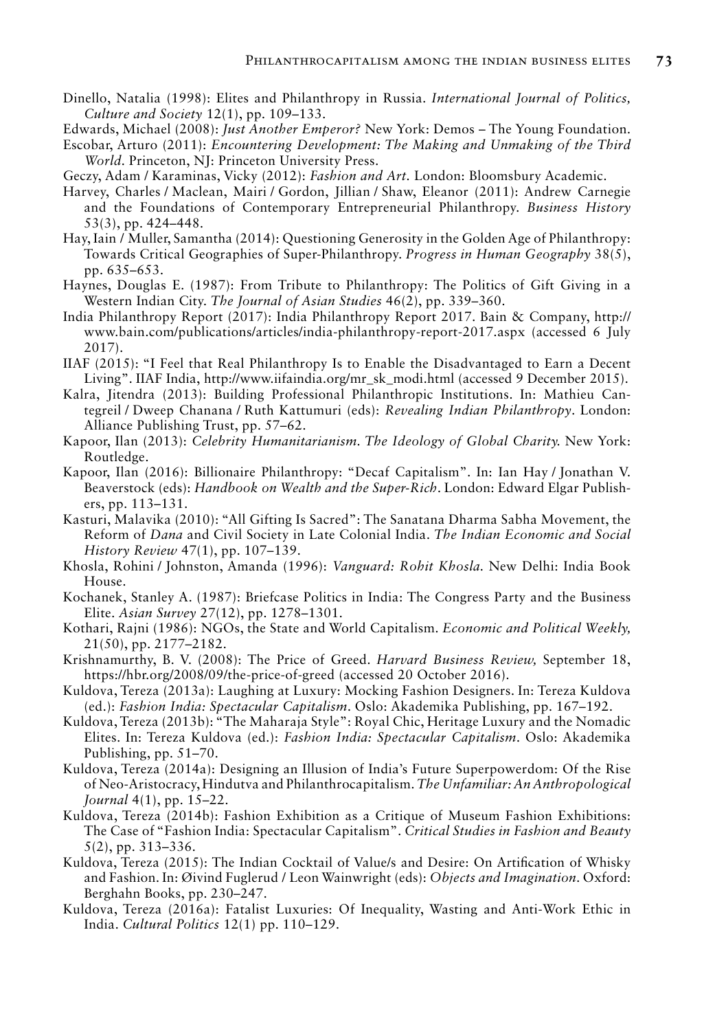Dinello, Natalia (1998): Elites and Philanthropy in Russia. *International Journal of Politics, Culture and Society* 12(1), pp. 109–133.

Edwards, Michael (2008): *Just Another Emperor?* New York: Demos – The Young Foundation.

Escobar, Arturo (2011): *Encountering Development: The Making and Unmaking of the Third World*. Princeton, NJ: Princeton University Press.

Geczy, Adam / Karaminas, Vicky (2012): *Fashion and Art*. London: Bloomsbury Academic.

Harvey, Charles / Maclean, Mairi / Gordon, Jillian / Shaw, Eleanor (2011): Andrew Carnegie and the Foundations of Contemporary Entrepreneurial Philanthropy. *Business History* 53(3), pp. 424–448.

Hay, Iain / Muller, Samantha (2014): Questioning Generosity in the Golden Age of Philanthropy: Towards Critical Geographies of Super-Philanthropy. *Progress in Human Geography* 38(5), pp. 635–653.

Haynes, Douglas E. (1987): From Tribute to Philanthropy: The Politics of Gift Giving in a Western Indian City. *The Journal of Asian Studies* 46(2), pp. 339–360.

India Philanthropy Report (2017): India Philanthropy Report 2017. Bain & Company, http://www.bain.com/publications/articles/india-philanthropy-report-2017.aspx (accessed 6 July 2017).

IIAF (2015): "I Feel that Real Philanthropy Is to Enable the Disadvantaged to Earn a Decent Living". IIAF India, http://www.iifaindia.org/mr_sk_modi.html (accessed 9 December 2015).

Kalra, Jitendra (2013): Building Professional Philanthropic Institutions. In: Mathieu Cantegreil / Dweep Chanana / Ruth Kattumuri (eds): *Revealing Indian Philanthropy*. London: Alliance Publishing Trust, pp. 57–62.

Kapoor, Ilan (2013): *Celebrity Humanitarianism. The Ideology of Global Charity.* New York: Routledge.

Kapoor, Ilan (2016): Billionaire Philanthropy: "Decaf Capitalism". In: Ian Hay / Jonathan V. Beaverstock (eds): *Handbook on Wealth and the Super-Rich*. London: Edward Elgar Publishers, pp. 113–131.

Kasturi, Malavika (2010): "All Gifting Is Sacred": The Sanatana Dharma Sabha Movement, the Reform of *Dana* and Civil Society in Late Colonial India. *The Indian Economic and Social History Review* 47(1), pp. 107–139.

Khosla, Rohini / Johnston, Amanda (1996): *Vanguard: Rohit Khosla.* New Delhi: India Book House.

Kochanek, Stanley A. (1987): Briefcase Politics in India: The Congress Party and the Business Elite. *Asian Survey* 27(12), pp. 1278–1301.

Kothari, Rajni (1986): NGOs, the State and World Capitalism. *Economic and Political Weekly,* 21(50), pp. 2177–2182.

Krishnamurthy, B. V. (2008): The Price of Greed. *Harvard Business Review,* September 18, https://hbr.org/2008/09/the-price-of-greed (accessed 20 October 2016).

Kuldova, Tereza (2013a): Laughing at Luxury: Mocking Fashion Designers. In: Tereza Kuldova (ed.): *Fashion India: Spectacular Capitalism*. Oslo: Akademika Publishing, pp. 167–192.

Kuldova, Tereza (2013b): "The Maharaja Style": Royal Chic, Heritage Luxury and the Nomadic Elites. In: Tereza Kuldova (ed.): *Fashion India: Spectacular Capitalism*. Oslo: Akademika Publishing, pp. 51–70.

Kuldova, Tereza (2014a): Designing an Illusion of India's Future Superpowerdom: Of the Rise of Neo-Aristocracy, Hindutva and Philanthrocapitalism. *The Unfamiliar: An Anthropological Journal* 4(1), pp. 15–22.

Kuldova, Tereza (2014b): Fashion Exhibition as a Critique of Museum Fashion Exhibitions: The Case of "Fashion India: Spectacular Capitalism". *Critical Studies in Fashion and Beauty* 5(2), pp. 313–336.

Kuldova, Tereza (2015): The Indian Cocktail of Value/s and Desire: On Artification of Whisky and Fashion. In: Øivind Fuglerud / Leon Wainwright (eds): *Objects and Imagination*. Oxford: Berghahn Books, pp. 230–247.

Kuldova, Tereza (2016a): Fatalist Luxuries: Of Inequality, Wasting and Anti-Work Ethic in India. *Cultural Politics* 12(1) pp. 110–129.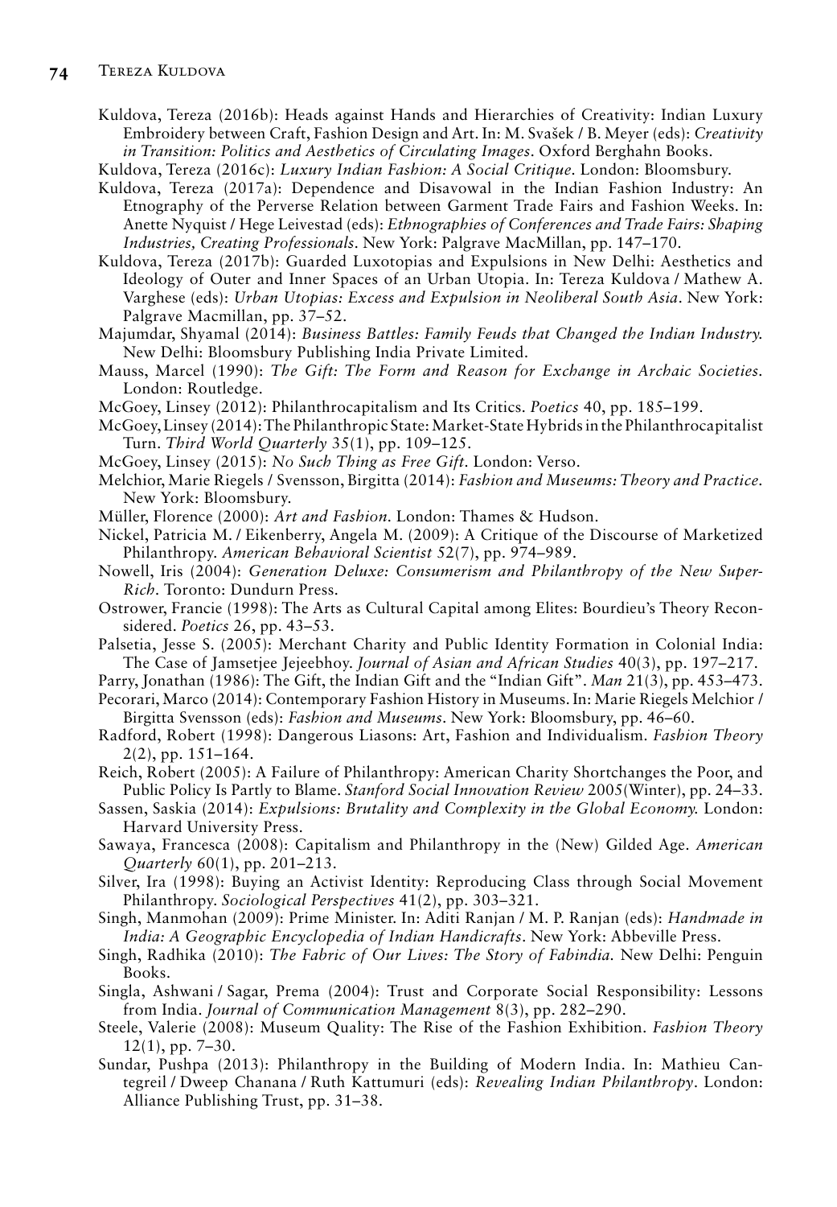Kuldova, Tereza (2016b): Heads against Hands and Hierarchies of Creativity: Indian Luxury Embroidery between Craft, Fashion Design and Art. In: M. Svašek / B. Meyer (eds): *Creativity in Transition: Politics and Aesthetics of Circulating Images*. Oxford Berghahn Books.

Kuldova, Tereza (2016c): *Luxury Indian Fashion: A Social Critique*. London: Bloomsbury.

Kuldova, Tereza (2017a): Dependence and Disavowal in the Indian Fashion Industry: An Etnography of the Perverse Relation between Garment Trade Fairs and Fashion Weeks. In: Anette Nyquist / Hege Leivestad (eds): *Ethnographies of Conferences and Trade Fairs: Shaping Industries, Creating Professionals*. New York: Palgrave MacMillan, pp. 147–170.

Kuldova, Tereza (2017b): Guarded Luxotopias and Expulsions in New Delhi: Aesthetics and Ideology of Outer and Inner Spaces of an Urban Utopia. In: Tereza Kuldova / Mathew A. Varghese (eds): *Urban Utopias: Excess and Expulsion in Neoliberal South Asia*. New York: Palgrave Macmillan, pp. 37–52.

Majumdar, Shyamal (2014): *Business Battles: Family Feuds that Changed the Indian Industry.* New Delhi: Bloomsbury Publishing India Private Limited.

Mauss, Marcel (1990): *The Gift: The Form and Reason for Exchange in Archaic Societies.* London: Routledge.

McGoey, Linsey (2012): Philanthrocapitalism and Its Critics. *Poetics* 40, pp. 185–199.

McGoey, Linsey (2014): The Philanthropic State: Market-State Hybrids in the Philanthrocapitalist Turn. *Third World Quarterly* 35(1), pp. 109–125.

McGoey, Linsey (2015): *No Such Thing as Free Gift*. London: Verso.

Melchior, Marie Riegels / Svensson, Birgitta (2014): *Fashion and Museums: Theory and Practice*. New York: Bloomsbury.

Müller, Florence (2000): *Art and Fashion*. London: Thames & Hudson.

Nickel, Patricia M. / Eikenberry, Angela M. (2009): A Critique of the Discourse of Marketized Philanthropy. *American Behavioral Scientist* 52(7), pp. 974–989.

Nowell, Iris (2004): *Generation Deluxe: Consumerism and Philanthropy of the New Super-Rich*. Toronto: Dundurn Press.

Ostrower, Francie (1998): The Arts as Cultural Capital among Elites: Bourdieu's Theory Reconsidered. *Poetics* 26, pp. 43–53.

Palsetia, Jesse S. (2005): Merchant Charity and Public Identity Formation in Colonial India: The Case of Jamsetjee Jejeebhoy. *Journal of Asian and African Studies* 40(3), pp. 197–217.

Parry, Jonathan (1986): The Gift, the Indian Gift and the "Indian Gift". *Man* 21(3), pp. 453–473.

Pecorari, Marco (2014): Contemporary Fashion History in Museums. In: Marie Riegels Melchior / Birgitta Svensson (eds): *Fashion and Museums*. New York: Bloomsbury, pp. 46–60.

Radford, Robert (1998): Dangerous Liasons: Art, Fashion and Individualism. *Fashion Theory* 2(2), pp. 151–164.

Reich, Robert (2005): A Failure of Philanthropy: American Charity Shortchanges the Poor, and Public Policy Is Partly to Blame. *Stanford Social Innovation Review* 2005(Winter), pp. 24–33.

Sassen, Saskia (2014): *Expulsions: Brutality and Complexity in the Global Economy.* London: Harvard University Press.

Sawaya, Francesca (2008): Capitalism and Philanthropy in the (New) Gilded Age. *American Quarterly* 60(1), pp. 201–213.

Silver, Ira (1998): Buying an Activist Identity: Reproducing Class through Social Movement Philanthropy. *Sociological Perspectives* 41(2), pp. 303–321.

Singh, Manmohan (2009): Prime Minister. In: Aditi Ranjan / M. P. Ranjan (eds): *Handmade in India: A Geographic Encyclopedia of Indian Handicrafts*. New York: Abbeville Press.

Singh, Radhika (2010): *The Fabric of Our Lives: The Story of Fabindia.* New Delhi: Penguin Books.

Singla, Ashwani / Sagar, Prema (2004): Trust and Corporate Social Responsibility: Lessons from India. *Journal of Communication Management* 8(3), pp. 282–290.

Steele, Valerie (2008): Museum Quality: The Rise of the Fashion Exhibition. *Fashion Theory* 12(1), pp. 7–30.

Sundar, Pushpa (2013): Philanthropy in the Building of Modern India. In: Mathieu Cantegreil / Dweep Chanana / Ruth Kattumuri (eds): *Revealing Indian Philanthropy*. London: Alliance Publishing Trust, pp. 31–38.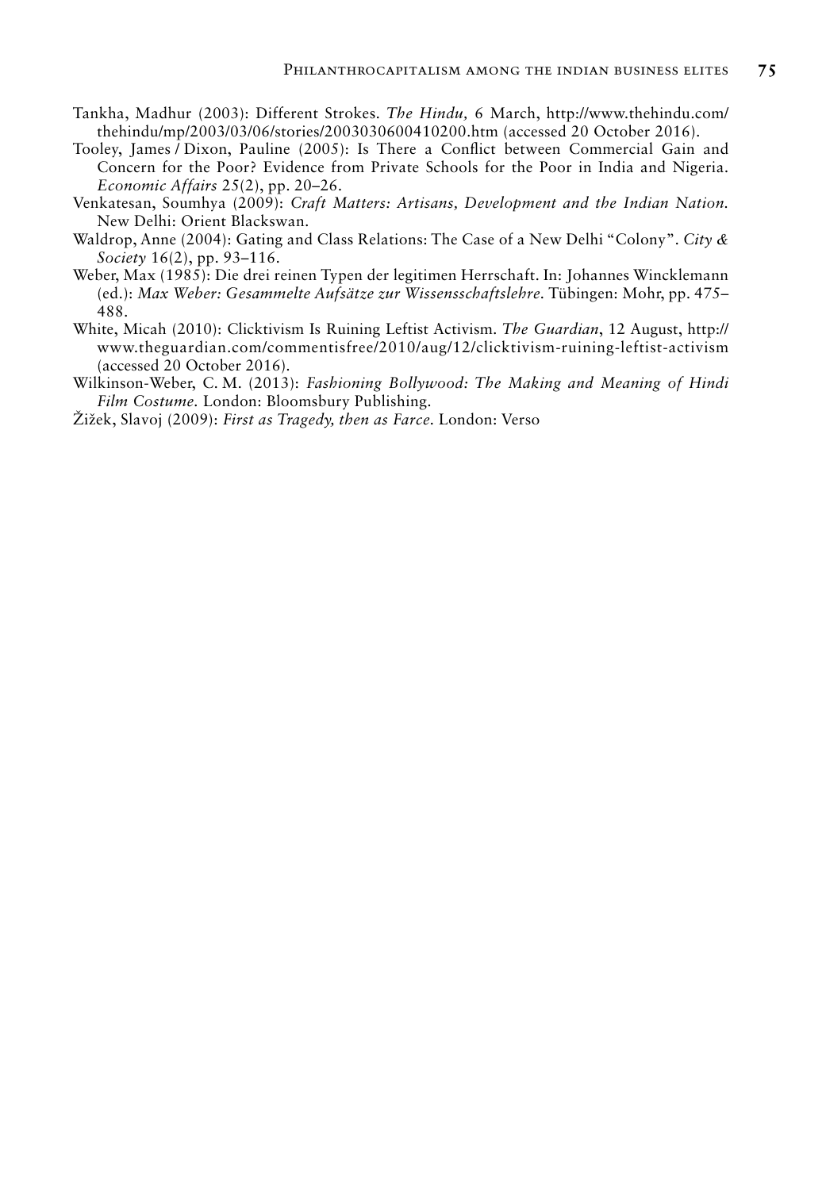Tankha, Madhur (2003): Different Strokes. *The Hindu,* 6 March, http://www.thehindu.com/thehindu/mp/2003/03/06/stories/2003030600410200.htm (accessed 20 October 2016).

Tooley, James / Dixon, Pauline (2005): Is There a Conflict between Commercial Gain and Concern for the Poor? Evidence from Private Schools for the Poor in India and Nigeria. *Economic Affairs* 25(2), pp. 20–26.

Venkatesan, Soumhya (2009): *Craft Matters: Artisans, Development and the Indian Nation.* New Delhi: Orient Blackswan.

Waldrop, Anne (2004): Gating and Class Relations: The Case of a New Delhi "Colony". *City & Society* 16(2), pp. 93–116.

Weber, Max (1985): Die drei reinen Typen der legitimen Herrschaft. In: Johannes Wincklemann (ed.): *Max Weber: Gesammelte Aufsätze zur Wissensschaftslehre*. Tübingen: Mohr, pp. 475–488.

White, Micah (2010): Clicktivism Is Ruining Leftist Activism. *The Guardian*, 12 August, http://www.theguardian.com/commentisfree/2010/aug/12/clicktivism-ruining-leftist-activism (accessed 20 October 2016).

Wilkinson-Weber, C. M. (2013): *Fashioning Bollywood: The Making and Meaning of Hindi Film Costume.* London: Bloomsbury Publishing.

Žižek, Slavoj (2009): *First as Tragedy, then as Farce*. London: Verso